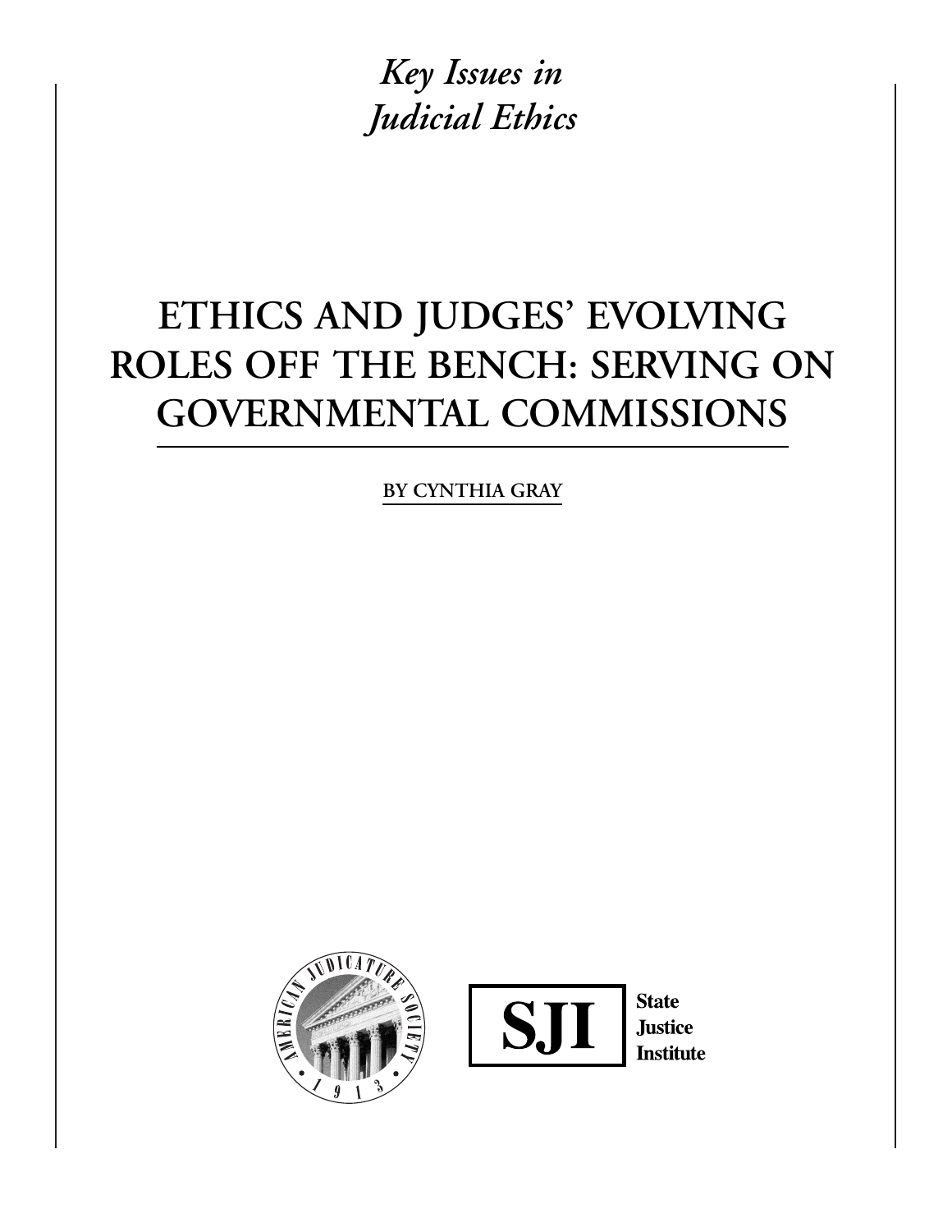*Key Issues in*
*Judicial Ethics*

# ETHICS AND JUDGES' EVOLVING ROLES OFF THE BENCH: SERVING ON GOVERNMENTAL COMMISSIONS

BY CYNTHIA GRAY

AMERICAN JUDICATURE SOCIETY 1913

SJI State Justice Institute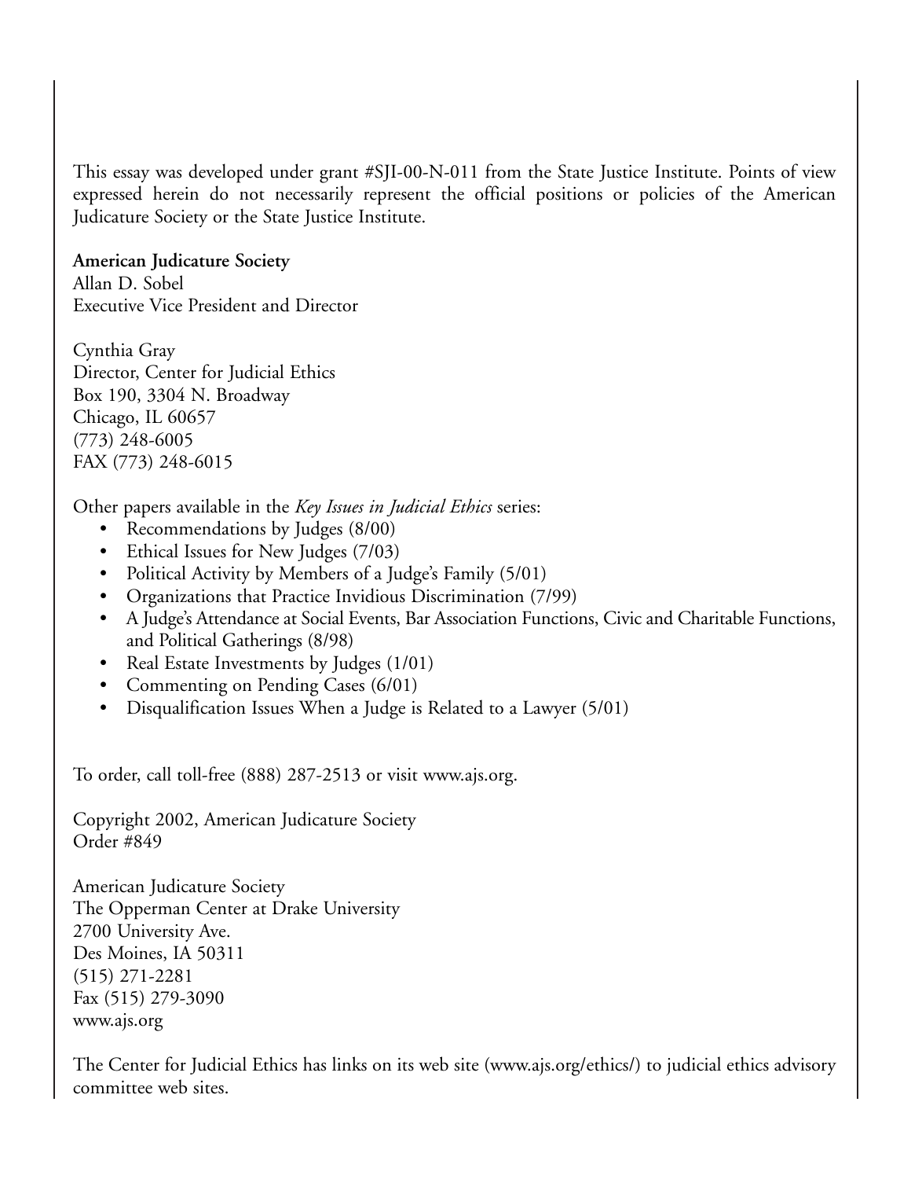This essay was developed under grant #SJI-00-N-011 from the State Justice Institute. Points of view expressed herein do not necessarily represent the official positions or policies of the American Judicature Society or the State Justice Institute.

**American Judicature Society**
Allan D. Sobel
Executive Vice President and Director

Cynthia Gray
Director, Center for Judicial Ethics
Box 190, 3304 N. Broadway
Chicago, IL 60657
(773) 248-6005
FAX (773) 248-6015

Other papers available in the *Key Issues in Judicial Ethics* series:

- Recommendations by Judges (8/00)
- Ethical Issues for New Judges (7/03)
- Political Activity by Members of a Judge's Family (5/01)
- Organizations that Practice Invidious Discrimination (7/99)
- A Judge's Attendance at Social Events, Bar Association Functions, Civic and Charitable Functions, and Political Gatherings (8/98)
- Real Estate Investments by Judges (1/01)
- Commenting on Pending Cases (6/01)
- Disqualification Issues When a Judge is Related to a Lawyer (5/01)

To order, call toll-free (888) 287-2513 or visit www.ajs.org.

Copyright 2002, American Judicature Society
Order #849

American Judicature Society
The Opperman Center at Drake University
2700 University Ave.
Des Moines, IA 50311
(515) 271-2281
Fax (515) 279-3090
www.ajs.org

The Center for Judicial Ethics has links on its web site (www.ajs.org/ethics/) to judicial ethics advisory committee web sites.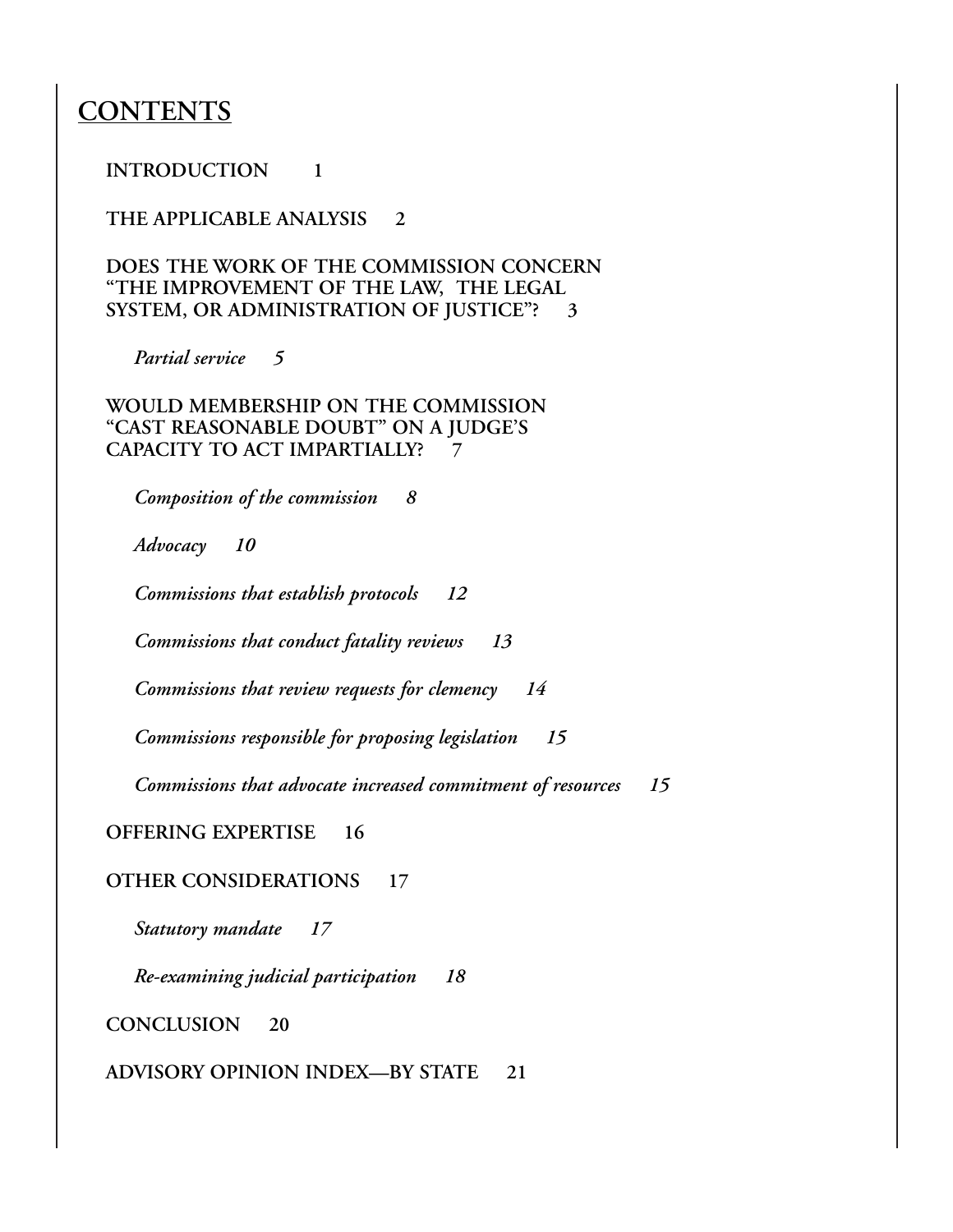## CONTENTS

**INTRODUCTION 1**

**THE APPLICABLE ANALYSIS 2**

**DOES THE WORK OF THE COMMISSION CONCERN "THE IMPROVEMENT OF THE LAW, THE LEGAL SYSTEM, OR ADMINISTRATION OF JUSTICE"? 3**

*Partial service 5*

**WOULD MEMBERSHIP ON THE COMMISSION "CAST REASONABLE DOUBT" ON A JUDGE'S CAPACITY TO ACT IMPARTIALLY? 7**

*Composition of the commission 8*

*Advocacy 10*

*Commissions that establish protocols 12*

*Commissions that conduct fatality reviews 13*

*Commissions that review requests for clemency 14*

*Commissions responsible for proposing legislation 15*

*Commissions that advocate increased commitment of resources 15*

**OFFERING EXPERTISE 16**

**OTHER CONSIDERATIONS 17**

*Statutory mandate 17*

*Re-examining judicial participation 18*

**CONCLUSION 20**

**ADVISORY OPINION INDEX—BY STATE 21**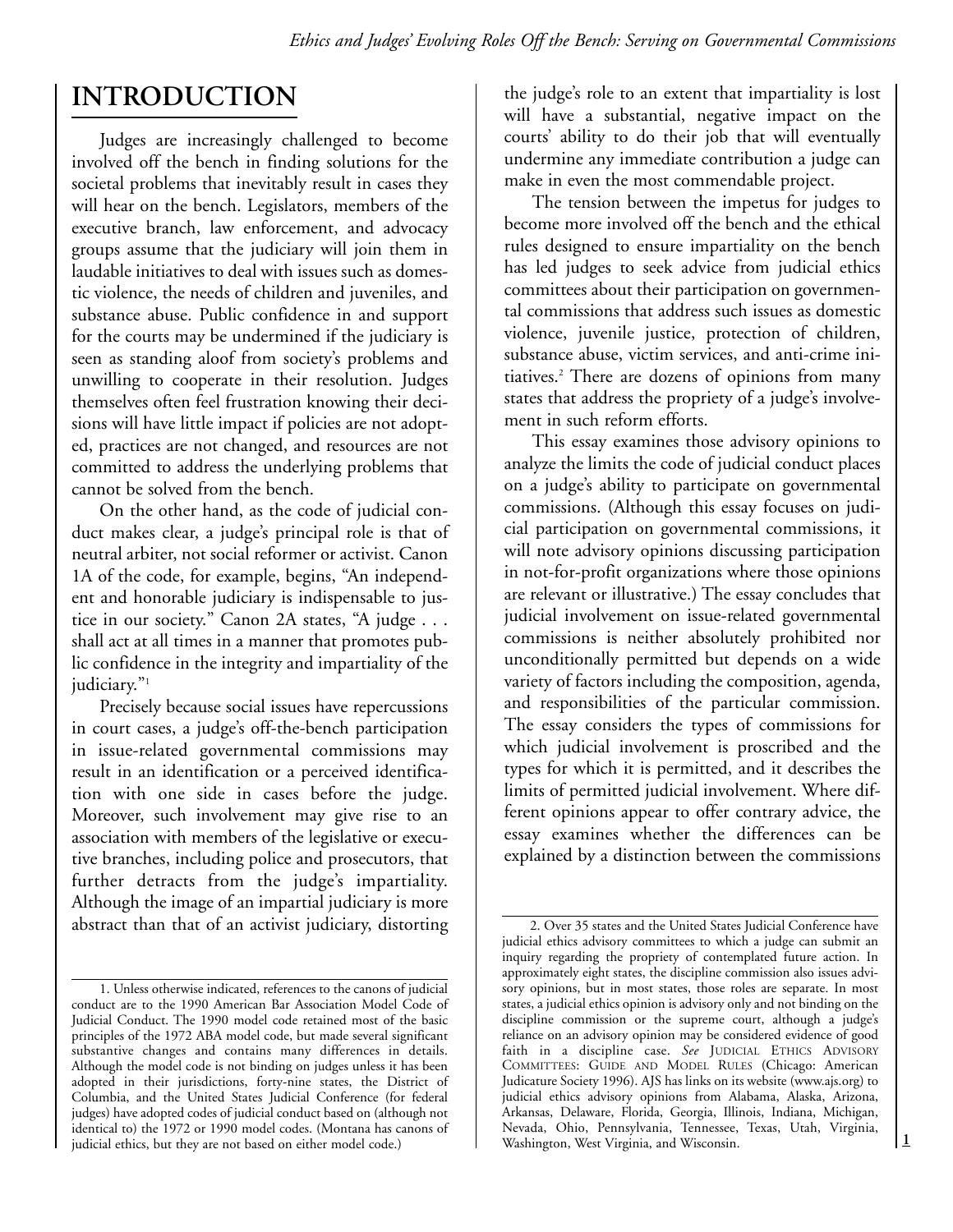# INTRODUCTION

Judges are increasingly challenged to become involved off the bench in finding solutions for the societal problems that inevitably result in cases they will hear on the bench. Legislators, members of the executive branch, law enforcement, and advocacy groups assume that the judiciary will join them in laudable initiatives to deal with issues such as domestic violence, the needs of children and juveniles, and substance abuse. Public confidence in and support for the courts may be undermined if the judiciary is seen as standing aloof from society's problems and unwilling to cooperate in their resolution. Judges themselves often feel frustration knowing their decisions will have little impact if policies are not adopted, practices are not changed, and resources are not committed to address the underlying problems that cannot be solved from the bench.

On the other hand, as the code of judicial conduct makes clear, a judge's principal role is that of neutral arbiter, not social reformer or activist. Canon 1A of the code, for example, begins, "An independent and honorable judiciary is indispensable to justice in our society." Canon 2A states, "A judge . . . shall act at all times in a manner that promotes public confidence in the integrity and impartiality of the judiciary."[1]

Precisely because social issues have repercussions in court cases, a judge's off-the-bench participation in issue-related governmental commissions may result in an identification or a perceived identification with one side in cases before the judge. Moreover, such involvement may give rise to an association with members of the legislative or executive branches, including police and prosecutors, that further detracts from the judge's impartiality. Although the image of an impartial judiciary is more abstract than that of an activist judiciary, distorting the judge's role to an extent that impartiality is lost will have a substantial, negative impact on the courts' ability to do their job that will eventually undermine any immediate contribution a judge can make in even the most commendable project.

The tension between the impetus for judges to become more involved off the bench and the ethical rules designed to ensure impartiality on the bench has led judges to seek advice from judicial ethics committees about their participation on governmental commissions that address such issues as domestic violence, juvenile justice, protection of children, substance abuse, victim services, and anti-crime initiatives.[2] There are dozens of opinions from many states that address the propriety of a judge's involvement in such reform efforts.

This essay examines those advisory opinions to analyze the limits the code of judicial conduct places on a judge's ability to participate on governmental commissions. (Although this essay focuses on judicial participation on governmental commissions, it will note advisory opinions discussing participation in not-for-profit organizations where those opinions are relevant or illustrative.) The essay concludes that judicial involvement on issue-related governmental commissions is neither absolutely prohibited nor unconditionally permitted but depends on a wide variety of factors including the composition, agenda, and responsibilities of the particular commission. The essay considers the types of commissions for which judicial involvement is proscribed and the types for which it is permitted, and it describes the limits of permitted judicial involvement. Where different opinions appear to offer contrary advice, the essay examines whether the differences can be explained by a distinction between the commissions

---

1. Unless otherwise indicated, references to the canons of judicial conduct are to the 1990 American Bar Association Model Code of Judicial Conduct. The 1990 model code retained most of the basic principles of the 1972 ABA model code, but made several significant substantive changes and contains many differences in details. Although the model code is not binding on judges unless it has been adopted in their jurisdictions, forty-nine states, the District of Columbia, and the United States Judicial Conference (for federal judges) have adopted codes of judicial conduct based on (although not identical to) the 1972 or 1990 model codes. (Montana has canons of judicial ethics, but they are not based on either model code.)

2. Over 35 states and the United States Judicial Conference have judicial ethics advisory committees to which a judge can submit an inquiry regarding the propriety of contemplated future action. In approximately eight states, the discipline commission also issues advisory opinions, but in most states, those roles are separate. In most states, a judicial ethics opinion is advisory only and not binding on the discipline commission or the supreme court, although a judge's reliance on an advisory opinion may be considered evidence of good faith in a discipline case. *See* JUDICIAL ETHICS ADVISORY COMMITTEES: GUIDE AND MODEL RULES (Chicago: American Judicature Society 1996). AJS has links on its website (www.ajs.org) to judicial ethics advisory opinions from Alabama, Alaska, Arizona, Arkansas, Delaware, Florida, Georgia, Illinois, Indiana, Michigan, Nevada, Ohio, Pennsylvania, Tennessee, Texas, Utah, Virginia, Washington, West Virginia, and Wisconsin.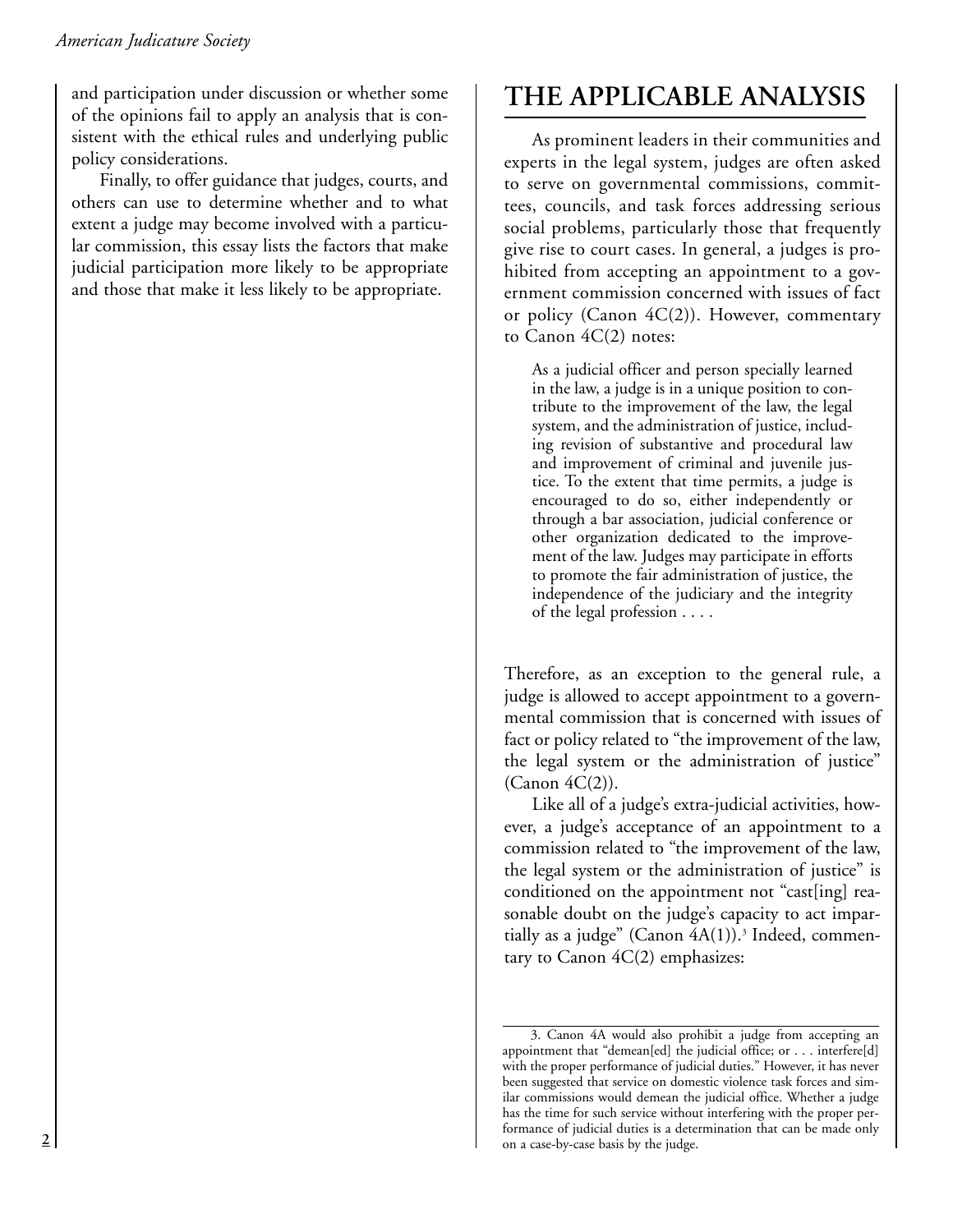and participation under discussion or whether some of the opinions fail to apply an analysis that is consistent with the ethical rules and underlying public policy considerations.

Finally, to offer guidance that judges, courts, and others can use to determine whether and to what extent a judge may become involved with a particular commission, this essay lists the factors that make judicial participation more likely to be appropriate and those that make it less likely to be appropriate.

# THE APPLICABLE ANALYSIS

As prominent leaders in their communities and experts in the legal system, judges are often asked to serve on governmental commissions, committees, councils, and task forces addressing serious social problems, particularly those that frequently give rise to court cases. In general, a judges is prohibited from accepting an appointment to a government commission concerned with issues of fact or policy (Canon 4C(2)). However, commentary to Canon 4C(2) notes:

> As a judicial officer and person specially learned in the law, a judge is in a unique position to contribute to the improvement of the law, the legal system, and the administration of justice, including revision of substantive and procedural law and improvement of criminal and juvenile justice. To the extent that time permits, a judge is encouraged to do so, either independently or through a bar association, judicial conference or other organization dedicated to the improvement of the law. Judges may participate in efforts to promote the fair administration of justice, the independence of the judiciary and the integrity of the legal profession . . . .

Therefore, as an exception to the general rule, a judge is allowed to accept appointment to a governmental commission that is concerned with issues of fact or policy related to "the improvement of the law, the legal system or the administration of justice" (Canon 4C(2)).

Like all of a judge's extra-judicial activities, however, a judge's acceptance of an appointment to a commission related to "the improvement of the law, the legal system or the administration of justice" is conditioned on the appointment not "cast[ing] reasonable doubt on the judge's capacity to act impartially as a judge" (Canon 4A(1)).[3] Indeed, commentary to Canon 4C(2) emphasizes:

---

3. Canon 4A would also prohibit a judge from accepting an appointment that "demean[ed] the judicial office; or . . . interfere[d] with the proper performance of judicial duties." However, it has never been suggested that service on domestic violence task forces and similar commissions would demean the judicial office. Whether a judge has the time for such service without interfering with the proper performance of judicial duties is a determination that can be made only on a case-by-case basis by the judge.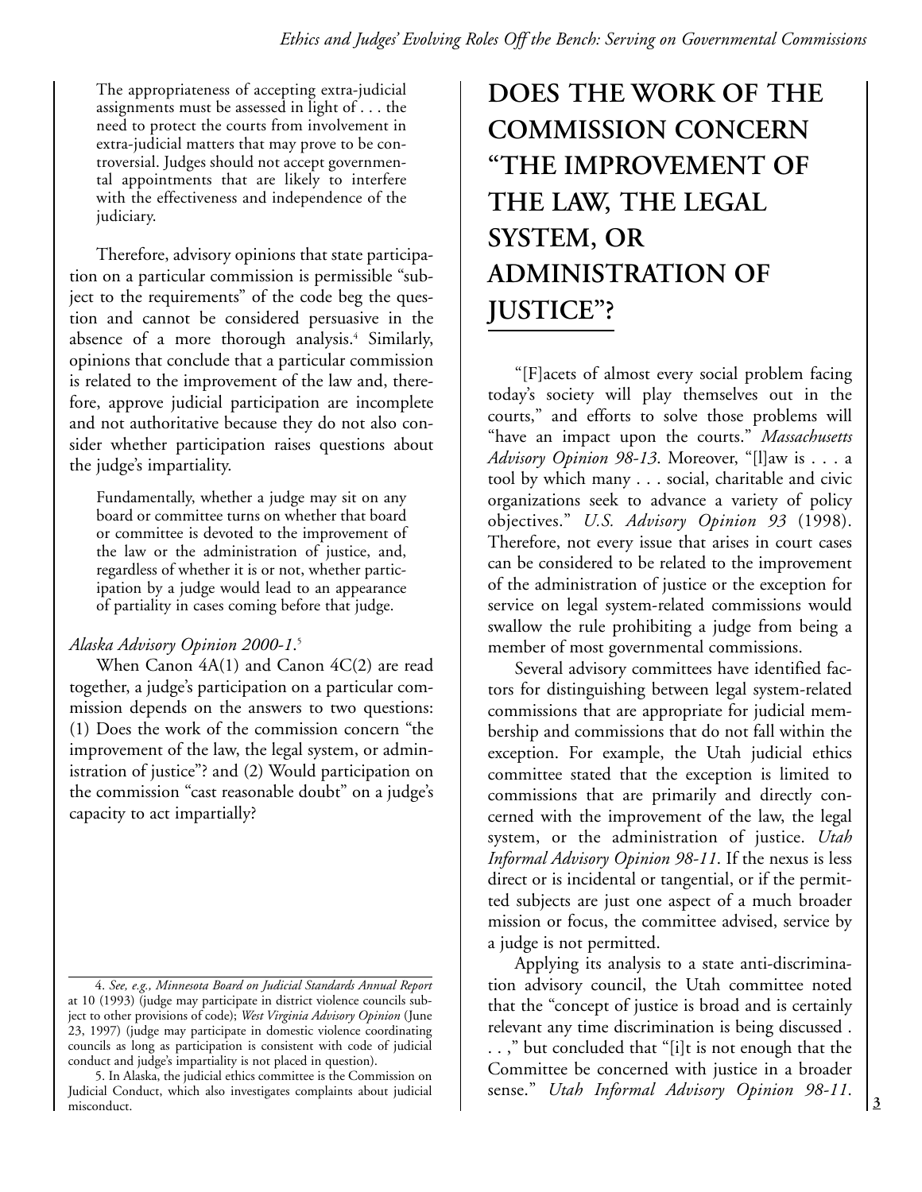> The appropriateness of accepting extra-judicial assignments must be assessed in light of . . . the need to protect the courts from involvement in extra-judicial matters that may prove to be controversial. Judges should not accept governmental appointments that are likely to interfere with the effectiveness and independence of the judiciary.

Therefore, advisory opinions that state participation on a particular commission is permissible "subject to the requirements" of the code beg the question and cannot be considered persuasive in the absence of a more thorough analysis.[4] Similarly, opinions that conclude that a particular commission is related to the improvement of the law and, therefore, approve judicial participation are incomplete and not authoritative because they do not also consider whether participation raises questions about the judge's impartiality.

> Fundamentally, whether a judge may sit on any board or committee turns on whether that board or committee is devoted to the improvement of the law or the administration of justice, and, regardless of whether it is or not, whether participation by a judge would lead to an appearance of partiality in cases coming before that judge.

*Alaska Advisory Opinion 2000-1*.[5]

When Canon 4A(1) and Canon 4C(2) are read together, a judge's participation on a particular commission depends on the answers to two questions: (1) Does the work of the commission concern "the improvement of the law, the legal system, or administration of justice"? and (2) Would participation on the commission "cast reasonable doubt" on a judge's capacity to act impartially?

# DOES THE WORK OF THE COMMISSION CONCERN "THE IMPROVEMENT OF THE LAW, THE LEGAL SYSTEM, OR ADMINISTRATION OF JUSTICE"?

"[F]acets of almost every social problem facing today's society will play themselves out in the courts," and efforts to solve those problems will "have an impact upon the courts." *Massachusetts Advisory Opinion 98-13*. Moreover, "[l]aw is . . . a tool by which many . . . social, charitable and civic organizations seek to advance a variety of policy objectives." *U.S. Advisory Opinion 93* (1998). Therefore, not every issue that arises in court cases can be considered to be related to the improvement of the administration of justice or the exception for service on legal system-related commissions would swallow the rule prohibiting a judge from being a member of most governmental commissions.

Several advisory committees have identified factors for distinguishing between legal system-related commissions that are appropriate for judicial membership and commissions that do not fall within the exception. For example, the Utah judicial ethics committee stated that the exception is limited to commissions that are primarily and directly concerned with the improvement of the law, the legal system, or the administration of justice. *Utah Informal Advisory Opinion 98-11*. If the nexus is less direct or is incidental or tangential, or if the permitted subjects are just one aspect of a much broader mission or focus, the committee advised, service by a judge is not permitted.

Applying its analysis to a state anti-discrimination advisory council, the Utah committee noted that the "concept of justice is broad and is certainly relevant any time discrimination is being discussed . . . ," but concluded that "[i]t is not enough that the Committee be concerned with justice in a broader sense." *Utah Informal Advisory Opinion 98-11*.

---

4. *See, e.g., Minnesota Board on Judicial Standards Annual Report* at 10 (1993) (judge may participate in district violence councils subject to other provisions of code); *West Virginia Advisory Opinion* (June 23, 1997) (judge may participate in domestic violence coordinating councils as long as participation is consistent with code of judicial conduct and judge's impartiality is not placed in question).

5. In Alaska, the judicial ethics committee is the Commission on Judicial Conduct, which also investigates complaints about judicial misconduct.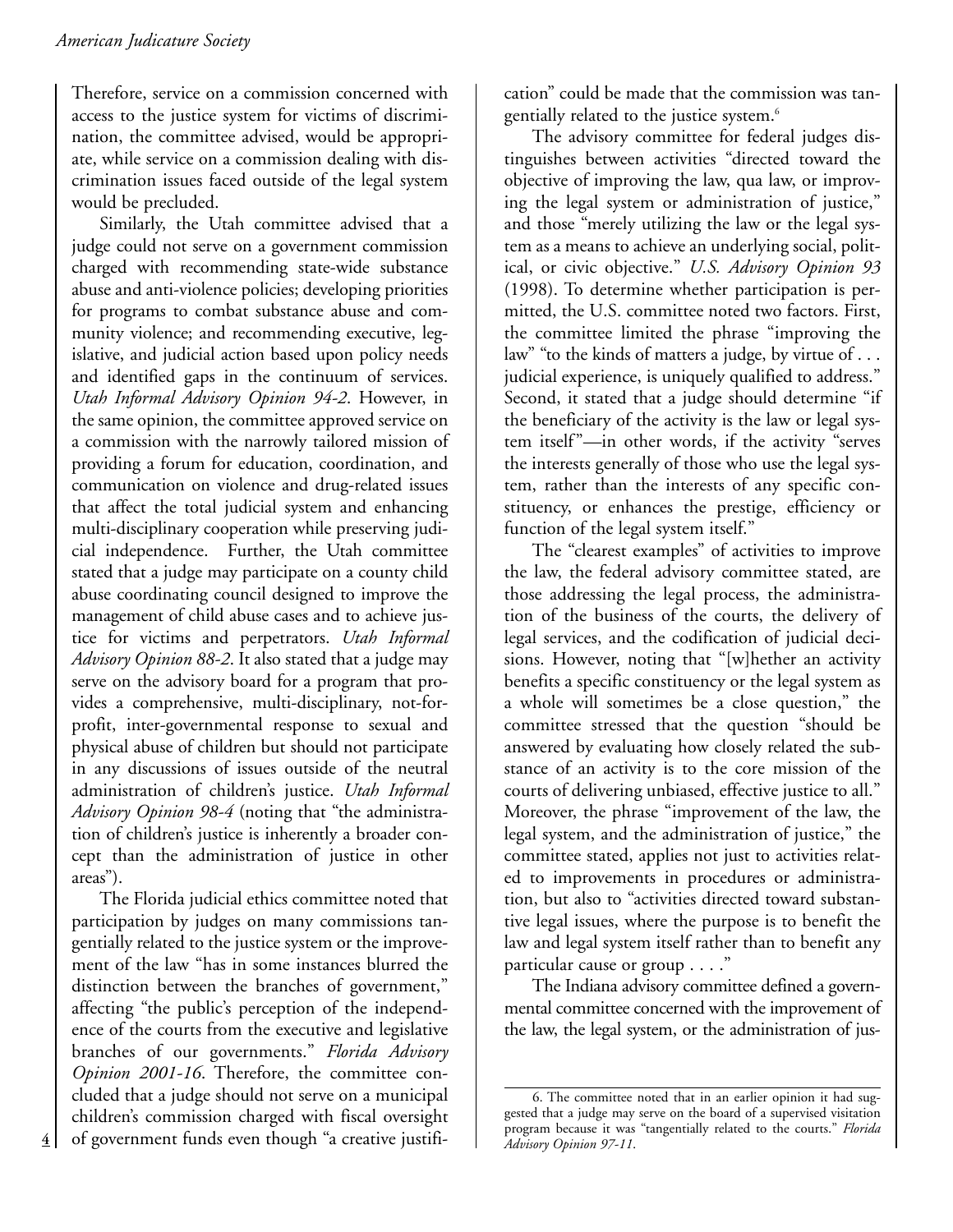Therefore, service on a commission concerned with access to the justice system for victims of discrimination, the committee advised, would be appropriate, while service on a commission dealing with discrimination issues faced outside of the legal system would be precluded.

Similarly, the Utah committee advised that a judge could not serve on a government commission charged with recommending state-wide substance abuse and anti-violence policies; developing priorities for programs to combat substance abuse and community violence; and recommending executive, legislative, and judicial action based upon policy needs and identified gaps in the continuum of services. *Utah Informal Advisory Opinion 94-2*. However, in the same opinion, the committee approved service on a commission with the narrowly tailored mission of providing a forum for education, coordination, and communication on violence and drug-related issues that affect the total judicial system and enhancing multi-disciplinary cooperation while preserving judicial independence. Further, the Utah committee stated that a judge may participate on a county child abuse coordinating council designed to improve the management of child abuse cases and to achieve justice for victims and perpetrators. *Utah Informal Advisory Opinion 88-2*. It also stated that a judge may serve on the advisory board for a program that provides a comprehensive, multi-disciplinary, not-for-profit, inter-governmental response to sexual and physical abuse of children but should not participate in any discussions of issues outside of the neutral administration of children's justice. *Utah Informal Advisory Opinion 98-4* (noting that "the administration of children's justice is inherently a broader concept than the administration of justice in other areas").

The Florida judicial ethics committee noted that participation by judges on many commissions tangentially related to the justice system or the improvement of the law "has in some instances blurred the distinction between the branches of government," affecting "the public's perception of the independence of the courts from the executive and legislative branches of our governments." *Florida Advisory Opinion 2001-16*. Therefore, the committee concluded that a judge should not serve on a municipal children's commission charged with fiscal oversight of government funds even though "a creative justification" could be made that the commission was tangentially related to the justice system.[6]

The advisory committee for federal judges distinguishes between activities "directed toward the objective of improving the law, qua law, or improving the legal system or administration of justice," and those "merely utilizing the law or the legal system as a means to achieve an underlying social, political, or civic objective." *U.S. Advisory Opinion 93* (1998). To determine whether participation is permitted, the U.S. committee noted two factors. First, the committee limited the phrase "improving the law" "to the kinds of matters a judge, by virtue of . . . judicial experience, is uniquely qualified to address." Second, it stated that a judge should determine "if the beneficiary of the activity is the law or legal system itself"—in other words, if the activity "serves the interests generally of those who use the legal system, rather than the interests of any specific constituency, or enhances the prestige, efficiency or function of the legal system itself."

The "clearest examples" of activities to improve the law, the federal advisory committee stated, are those addressing the legal process, the administration of the business of the courts, the delivery of legal services, and the codification of judicial decisions. However, noting that "[w]hether an activity benefits a specific constituency or the legal system as a whole will sometimes be a close question," the committee stressed that the question "should be answered by evaluating how closely related the substance of an activity is to the core mission of the courts of delivering unbiased, effective justice to all." Moreover, the phrase "improvement of the law, the legal system, and the administration of justice," the committee stated, applies not just to activities related to improvements in procedures or administration, but also to "activities directed toward substantive legal issues, where the purpose is to benefit the law and legal system itself rather than to benefit any particular cause or group . . . ."

The Indiana advisory committee defined a governmental committee concerned with the improvement of the law, the legal system, or the administration of jus-

6. The committee noted that in an earlier opinion it had suggested that a judge may serve on the board of a supervised visitation program because it was "tangentially related to the courts." *Florida Advisory Opinion 97-11*.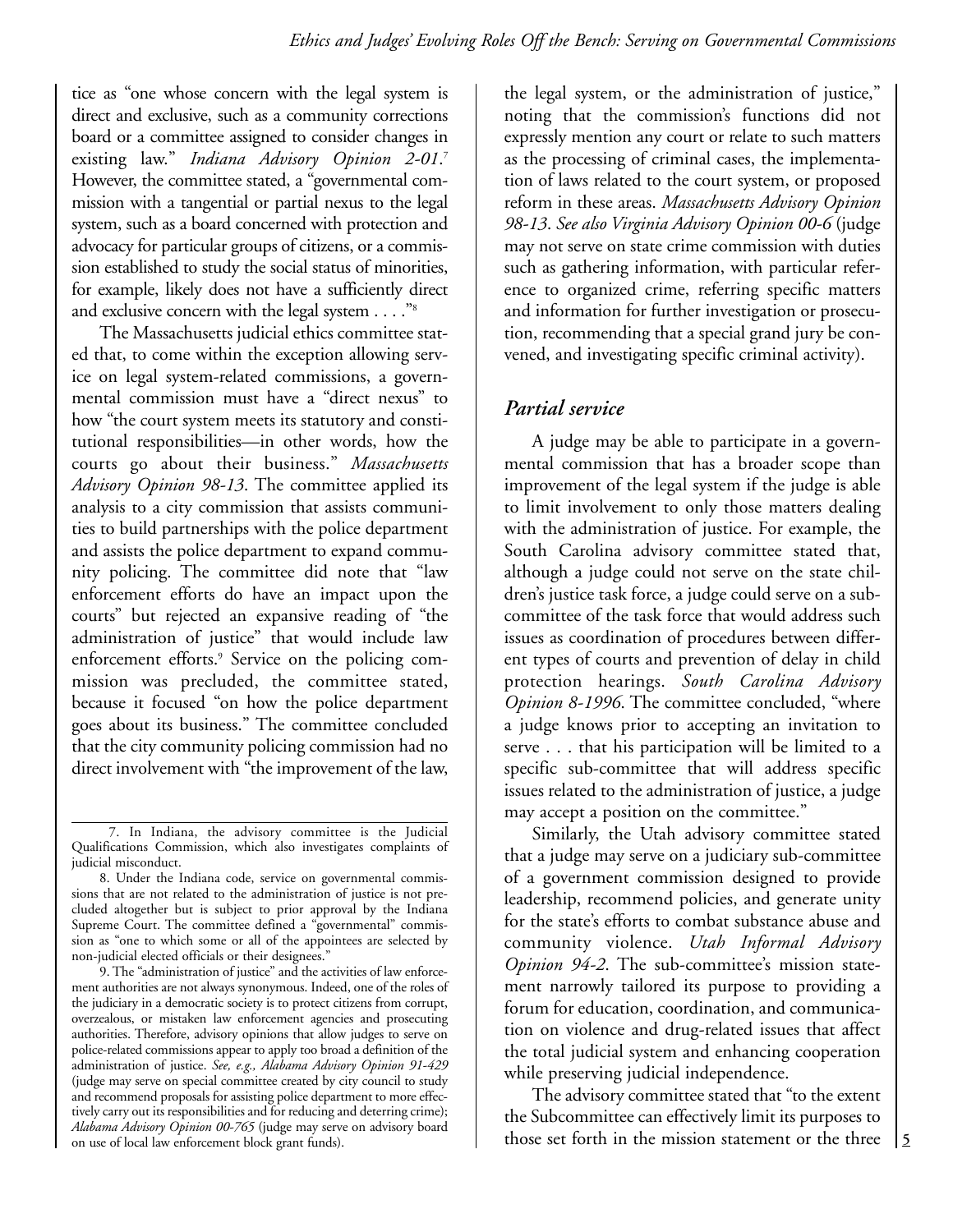tice as "one whose concern with the legal system is direct and exclusive, such as a community corrections board or a committee assigned to consider changes in existing law." *Indiana Advisory Opinion 2-01*.[7] However, the committee stated, a "governmental commission with a tangential or partial nexus to the legal system, such as a board concerned with protection and advocacy for particular groups of citizens, or a commission established to study the social status of minorities, for example, likely does not have a sufficiently direct and exclusive concern with the legal system . . . ."[8]

The Massachusetts judicial ethics committee stated that, to come within the exception allowing service on legal system-related commissions, a governmental commission must have a "direct nexus" to how "the court system meets its statutory and constitutional responsibilities—in other words, how the courts go about their business." *Massachusetts Advisory Opinion 98-13*. The committee applied its analysis to a city commission that assists communities to build partnerships with the police department and assists the police department to expand community policing. The committee did note that "law enforcement efforts do have an impact upon the courts" but rejected an expansive reading of "the administration of justice" that would include law enforcement efforts.[9] Service on the policing commission was precluded, the committee stated, because it focused "on how the police department goes about its business." The committee concluded that the city community policing commission had no direct involvement with "the improvement of the law, the legal system, or the administration of justice," noting that the commission's functions did not expressly mention any court or relate to such matters as the processing of criminal cases, the implementation of laws related to the court system, or proposed reform in these areas. *Massachusetts Advisory Opinion 98-13*. *See also Virginia Advisory Opinion 00-6* (judge may not serve on state crime commission with duties such as gathering information, with particular reference to organized crime, referring specific matters and information for further investigation or prosecution, recommending that a special grand jury be convened, and investigating specific criminal activity).

## *Partial service*

A judge may be able to participate in a governmental commission that has a broader scope than improvement of the legal system if the judge is able to limit involvement to only those matters dealing with the administration of justice. For example, the South Carolina advisory committee stated that, although a judge could not serve on the state children's justice task force, a judge could serve on a subcommittee of the task force that would address such issues as coordination of procedures between different types of courts and prevention of delay in child protection hearings. *South Carolina Advisory Opinion 8-1996*. The committee concluded, "where a judge knows prior to accepting an invitation to serve . . . that his participation will be limited to a specific sub-committee that will address specific issues related to the administration of justice, a judge may accept a position on the committee."

Similarly, the Utah advisory committee stated that a judge may serve on a judiciary sub-committee of a government commission designed to provide leadership, recommend policies, and generate unity for the state's efforts to combat substance abuse and community violence. *Utah Informal Advisory Opinion 94-2*. The sub-committee's mission statement narrowly tailored its purpose to providing a forum for education, coordination, and communication on violence and drug-related issues that affect the total judicial system and enhancing cooperation while preserving judicial independence.

The advisory committee stated that "to the extent the Subcommittee can effectively limit its purposes to those set forth in the mission statement or the three

---

7. In Indiana, the advisory committee is the Judicial Qualifications Commission, which also investigates complaints of judicial misconduct.

8. Under the Indiana code, service on governmental commissions that are not related to the administration of justice is not precluded altogether but is subject to prior approval by the Indiana Supreme Court. The committee defined a "governmental" commission as "one to which some or all of the appointees are selected by non-judicial elected officials or their designees."

9. The "administration of justice" and the activities of law enforcement authorities are not always synonymous. Indeed, one of the roles of the judiciary in a democratic society is to protect citizens from corrupt, overzealous, or mistaken law enforcement agencies and prosecuting authorities. Therefore, advisory opinions that allow judges to serve on police-related commissions appear to apply too broad a definition of the administration of justice. *See, e.g., Alabama Advisory Opinion 91-429* (judge may serve on special committee created by city council to study and recommend proposals for assisting police department to more effectively carry out its responsibilities and for reducing and deterring crime); *Alabama Advisory Opinion 00-765* (judge may serve on advisory board on use of local law enforcement block grant funds).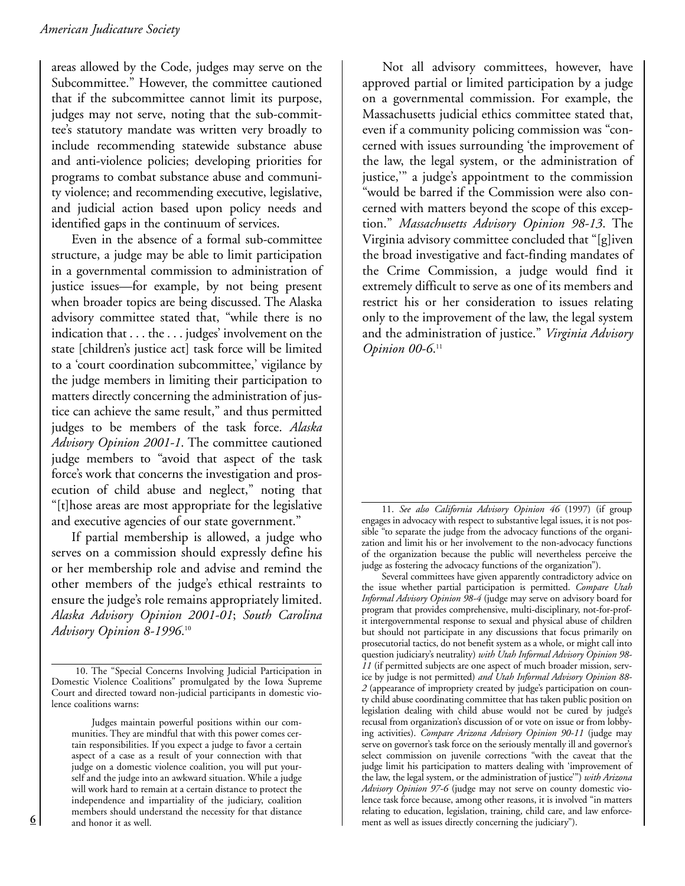areas allowed by the Code, judges may serve on the Subcommittee." However, the committee cautioned that if the subcommittee cannot limit its purpose, judges may not serve, noting that the sub-committee's statutory mandate was written very broadly to include recommending statewide substance abuse and anti-violence policies; developing priorities for programs to combat substance abuse and community violence; and recommending executive, legislative, and judicial action based upon policy needs and identified gaps in the continuum of services.

Even in the absence of a formal sub-committee structure, a judge may be able to limit participation in a governmental commission to administration of justice issues—for example, by not being present when broader topics are being discussed. The Alaska advisory committee stated that, "while there is no indication that . . . the . . . judges' involvement on the state [children's justice act] task force will be limited to a 'court coordination subcommittee,' vigilance by the judge members in limiting their participation to matters directly concerning the administration of justice can achieve the same result," and thus permitted judges to be members of the task force. *Alaska Advisory Opinion 2001-1*. The committee cautioned judge members to "avoid that aspect of the task force's work that concerns the investigation and prosecution of child abuse and neglect," noting that "[t]hose areas are most appropriate for the legislative and executive agencies of our state government."

If partial membership is allowed, a judge who serves on a commission should expressly define his or her membership role and advise and remind the other members of the judge's ethical restraints to ensure the judge's role remains appropriately limited. *Alaska Advisory Opinion 2001-01*; *South Carolina Advisory Opinion 8-1996*.[10]

Not all advisory committees, however, have approved partial or limited participation by a judge on a governmental commission. For example, the Massachusetts judicial ethics committee stated that, even if a community policing commission was "concerned with issues surrounding 'the improvement of the law, the legal system, or the administration of justice,'" a judge's appointment to the commission "would be barred if the Commission were also concerned with matters beyond the scope of this exception." *Massachusetts Advisory Opinion 98-13*. The Virginia advisory committee concluded that "[g]iven the broad investigative and fact-finding mandates of the Crime Commission, a judge would find it extremely difficult to serve as one of its members and restrict his or her consideration to issues relating only to the improvement of the law, the legal system and the administration of justice." *Virginia Advisory Opinion 00-6*.[11]

---

10. The "Special Concerns Involving Judicial Participation in Domestic Violence Coalitions" promulgated by the Iowa Supreme Court and directed toward non-judicial participants in domestic violence coalitions warns:

> Judges maintain powerful positions within our communities. They are mindful that with this power comes certain responsibilities. If you expect a judge to favor a certain aspect of a case as a result of your connection with that judge on a domestic violence coalition, you will put yourself and the judge into an awkward situation. While a judge will work hard to remain at a certain distance to protect the independence and impartiality of the judiciary, coalition members should understand the necessity for that distance and honor it as well.

11. *See also California Advisory Opinion 46* (1997) (if group engages in advocacy with respect to substantive legal issues, it is not possible "to separate the judge from the advocacy functions of the organization and limit his or her involvement to the non-advocacy functions of the organization because the public will nevertheless perceive the judge as fostering the advocacy functions of the organization").

Several committees have given apparently contradictory advice on the issue whether partial participation is permitted. *Compare Utah Informal Advisory Opinion 98-4* (judge may serve on advisory board for program that provides comprehensive, multi-disciplinary, not-for-profit intergovernmental response to sexual and physical abuse of children but should not participate in any discussions that focus primarily on prosecutorial tactics, do not benefit system as a whole, or might call into question judiciary's neutrality) *with Utah Informal Advisory Opinion 98-11* (if permitted subjects are one aspect of much broader mission, service by judge is not permitted) *and Utah Informal Advisory Opinion 88-2* (appearance of impropriety created by judge's participation on county child abuse coordinating committee that has taken public position on legislation dealing with child abuse would not be cured by judge's recusal from organization's discussion of or vote on issue or from lobbying activities). *Compare Arizona Advisory Opinion 90-11* (judge may serve on governor's task force on the seriously mentally ill and governor's select commission on juvenile corrections "with the caveat that the judge limit his participation to matters dealing with 'improvement of the law, the legal system, or the administration of justice'") *with Arizona Advisory Opinion 97-6* (judge may not serve on county domestic violence task force because, among other reasons, it is involved "in matters relating to education, legislation, training, child care, and law enforcement as well as issues directly concerning the judiciary").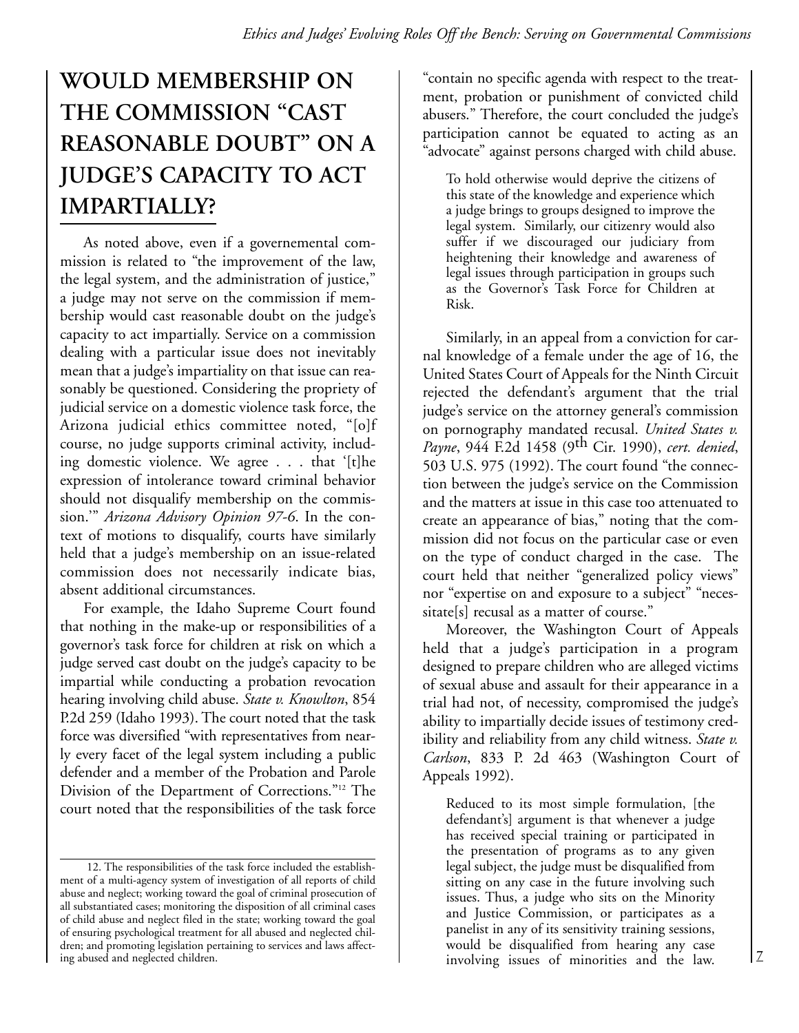## WOULD MEMBERSHIP ON THE COMMISSION "CAST REASONABLE DOUBT" ON A JUDGE'S CAPACITY TO ACT IMPARTIALLY?

As noted above, even if a governemental commission is related to "the improvement of the law, the legal system, and the administration of justice," a judge may not serve on the commission if membership would cast reasonable doubt on the judge's capacity to act impartially. Service on a commission dealing with a particular issue does not inevitably mean that a judge's impartiality on that issue can reasonably be questioned. Considering the propriety of judicial service on a domestic violence task force, the Arizona judicial ethics committee noted, "[o]f course, no judge supports criminal activity, including domestic violence. We agree . . . that '[t]he expression of intolerance toward criminal behavior should not disqualify membership on the commission.'" *Arizona Advisory Opinion 97-6*. In the context of motions to disqualify, courts have similarly held that a judge's membership on an issue-related commission does not necessarily indicate bias, absent additional circumstances.

For example, the Idaho Supreme Court found that nothing in the make-up or responsibilities of a governor's task force for children at risk on which a judge served cast doubt on the judge's capacity to be impartial while conducting a probation revocation hearing involving child abuse. *State v. Knowlton*, 854 P.2d 259 (Idaho 1993). The court noted that the task force was diversified "with representatives from nearly every facet of the legal system including a public defender and a member of the Probation and Parole Division of the Department of Corrections."[12] The court noted that the responsibilities of the task force "contain no specific agenda with respect to the treatment, probation or punishment of convicted child abusers." Therefore, the court concluded the judge's participation cannot be equated to acting as an "advocate" against persons charged with child abuse.

> To hold otherwise would deprive the citizens of this state of the knowledge and experience which a judge brings to groups designed to improve the legal system. Similarly, our citizenry would also suffer if we discouraged our judiciary from heightening their knowledge and awareness of legal issues through participation in groups such as the Governor's Task Force for Children at Risk.

Similarly, in an appeal from a conviction for carnal knowledge of a female under the age of 16, the United States Court of Appeals for the Ninth Circuit rejected the defendant's argument that the trial judge's service on the attorney general's commission on pornography mandated recusal. *United States v. Payne*, 944 F.2d 1458 (9th Cir. 1990), *cert. denied*, 503 U.S. 975 (1992). The court found "the connection between the judge's service on the Commission and the matters at issue in this case too attenuated to create an appearance of bias," noting that the commission did not focus on the particular case or even on the type of conduct charged in the case. The court held that neither "generalized policy views" nor "expertise on and exposure to a subject" "necessitate[s] recusal as a matter of course."

Moreover, the Washington Court of Appeals held that a judge's participation in a program designed to prepare children who are alleged victims of sexual abuse and assault for their appearance in a trial had not, of necessity, compromised the judge's ability to impartially decide issues of testimony credibility and reliability from any child witness. *State v. Carlson*, 833 P. 2d 463 (Washington Court of Appeals 1992).

> Reduced to its most simple formulation, [the defendant's] argument is that whenever a judge has received special training or participated in the presentation of programs as to any given legal subject, the judge must be disqualified from sitting on any case in the future involving such issues. Thus, a judge who sits on the Minority and Justice Commission, or participates as a panelist in any of its sensitivity training sessions, would be disqualified from hearing any case involving issues of minorities and the law.

---

12. The responsibilities of the task force included the establishment of a multi-agency system of investigation of all reports of child abuse and neglect; working toward the goal of criminal prosecution of all substantiated cases; monitoring the disposition of all criminal cases of child abuse and neglect filed in the state; working toward the goal of ensuring psychological treatment for all abused and neglected children; and promoting legislation pertaining to services and laws affecting abused and neglected children.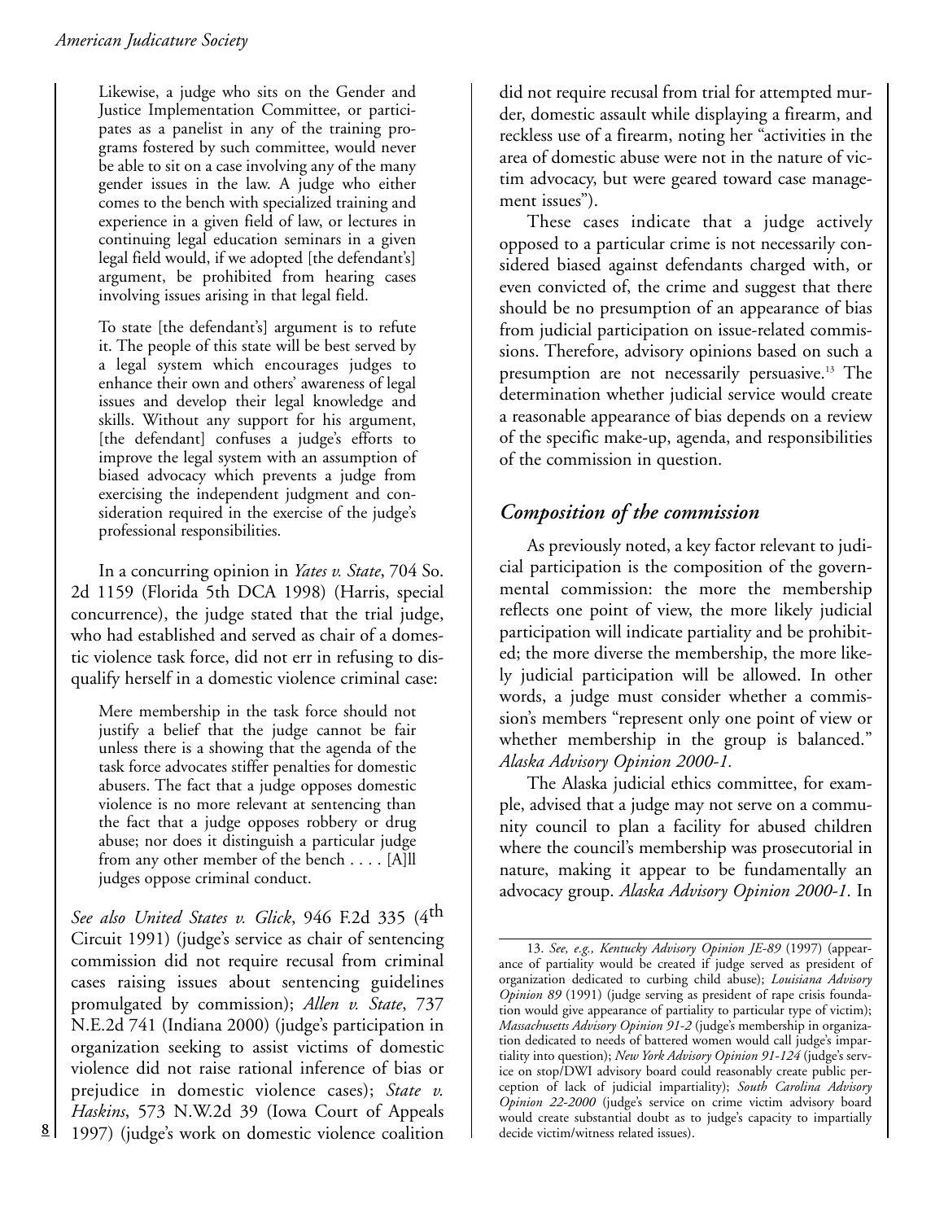> Likewise, a judge who sits on the Gender and Justice Implementation Committee, or participates as a panelist in any of the training programs fostered by such committee, would never be able to sit on a case involving any of the many gender issues in the law. A judge who either comes to the bench with specialized training and experience in a given field of law, or lectures in continuing legal education seminars in a given legal field would, if we adopted [the defendant's] argument, be prohibited from hearing cases involving issues arising in that legal field.
>
> To state [the defendant's] argument is to refute it. The people of this state will be best served by a legal system which encourages judges to enhance their own and others' awareness of legal issues and develop their legal knowledge and skills. Without any support for his argument, [the defendant] confuses a judge's efforts to improve the legal system with an assumption of biased advocacy which prevents a judge from exercising the independent judgment and consideration required in the exercise of the judge's professional responsibilities.

In a concurring opinion in *Yates v. State*, 704 So. 2d 1159 (Florida 5th DCA 1998) (Harris, special concurrence), the judge stated that the trial judge, who had established and served as chair of a domestic violence task force, did not err in refusing to disqualify herself in a domestic violence criminal case:

> Mere membership in the task force should not justify a belief that the judge cannot be fair unless there is a showing that the agenda of the task force advocates stiffer penalties for domestic abusers. The fact that a judge opposes domestic violence is no more relevant at sentencing than the fact that a judge opposes robbery or drug abuse; nor does it distinguish a particular judge from any other member of the bench . . . . [A]ll judges oppose criminal conduct.

*See also United States v. Glick*, 946 F.2d 335 (4th Circuit 1991) (judge's service as chair of sentencing commission did not require recusal from criminal cases raising issues about sentencing guidelines promulgated by commission); *Allen v. State*, 737 N.E.2d 741 (Indiana 2000) (judge's participation in organization seeking to assist victims of domestic violence did not raise rational inference of bias or prejudice in domestic violence cases); *State v. Haskins*, 573 N.W.2d 39 (Iowa Court of Appeals 1997) (judge's work on domestic violence coalition did not require recusal from trial for attempted murder, domestic assault while displaying a firearm, and reckless use of a firearm, noting her "activities in the area of domestic abuse were not in the nature of victim advocacy, but were geared toward case management issues").

These cases indicate that a judge actively opposed to a particular crime is not necessarily considered biased against defendants charged with, or even convicted of, the crime and suggest that there should be no presumption of an appearance of bias from judicial participation on issue-related commissions. Therefore, advisory opinions based on such a presumption are not necessarily persuasive.[13] The determination whether judicial service would create a reasonable appearance of bias depends on a review of the specific make-up, agenda, and responsibilities of the commission in question.

## *Composition of the commission*

As previously noted, a key factor relevant to judicial participation is the composition of the governmental commission: the more the membership reflects one point of view, the more likely judicial participation will indicate partiality and be prohibited; the more diverse the membership, the more likely judicial participation will be allowed. In other words, a judge must consider whether a commission's members "represent only one point of view or whether membership in the group is balanced." *Alaska Advisory Opinion 2000-1.*

The Alaska judicial ethics committee, for example, advised that a judge may not serve on a community council to plan a facility for abused children where the council's membership was prosecutorial in nature, making it appear to be fundamentally an advocacy group. *Alaska Advisory Opinion 2000-1*. In

---

13. *See, e.g., Kentucky Advisory Opinion JE-89* (1997) (appearance of partiality would be created if judge served as president of organization dedicated to curbing child abuse); *Louisiana Advisory Opinion 89* (1991) (judge serving as president of rape crisis foundation would give appearance of partiality to particular type of victim); *Massachusetts Advisory Opinion 91-2* (judge's membership in organization dedicated to needs of battered women would call judge's impartiality into question); *New York Advisory Opinion 91-124* (judge's service on stop/DWI advisory board could reasonably create public perception of lack of judicial impartiality); *South Carolina Advisory Opinion 22-2000* (judge's service on crime victim advisory board would create substantial doubt as to judge's capacity to impartially decide victim/witness related issues).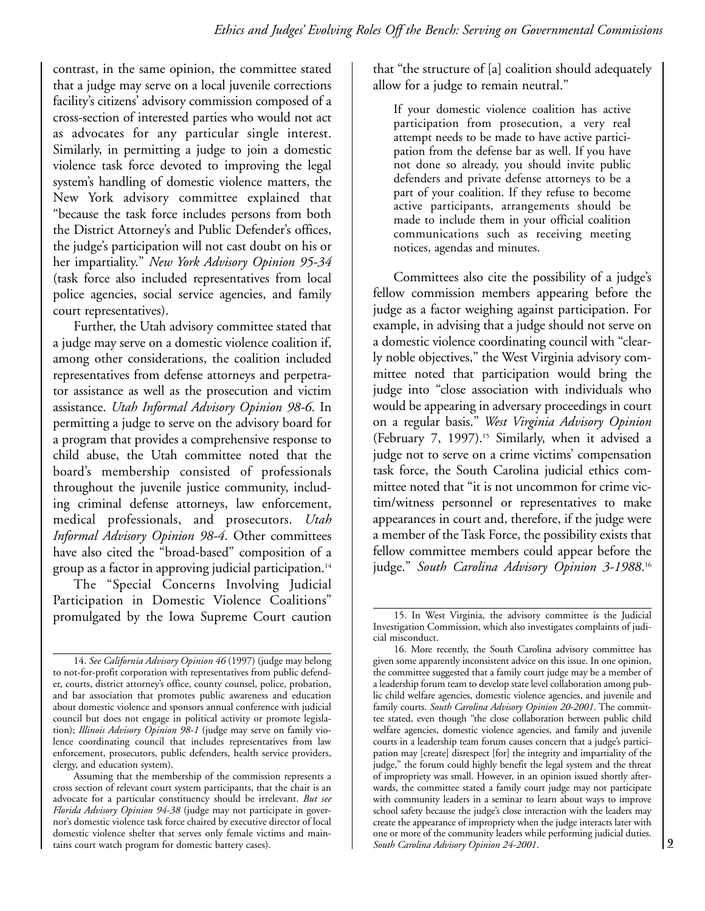contrast, in the same opinion, the committee stated that a judge may serve on a local juvenile corrections facility's citizens' advisory commission composed of a cross-section of interested parties who would not act as advocates for any particular single interest. Similarly, in permitting a judge to join a domestic violence task force devoted to improving the legal system's handling of domestic violence matters, the New York advisory committee explained that "because the task force includes persons from both the District Attorney's and Public Defender's offices, the judge's participation will not cast doubt on his or her impartiality." *New York Advisory Opinion 95-34* (task force also included representatives from local police agencies, social service agencies, and family court representatives).

Further, the Utah advisory committee stated that a judge may serve on a domestic violence coalition if, among other considerations, the coalition included representatives from defense attorneys and perpetrator assistance as well as the prosecution and victim assistance. *Utah Informal Advisory Opinion 98-6*. In permitting a judge to serve on the advisory board for a program that provides a comprehensive response to child abuse, the Utah committee noted that the board's membership consisted of professionals throughout the juvenile justice community, including criminal defense attorneys, law enforcement, medical professionals, and prosecutors. *Utah Informal Advisory Opinion 98-4*. Other committees have also cited the "broad-based" composition of a group as a factor in approving judicial participation.[14]

The "Special Concerns Involving Judicial Participation in Domestic Violence Coalitions" promulgated by the Iowa Supreme Court caution that "the structure of [a] coalition should adequately allow for a judge to remain neutral."

> If your domestic violence coalition has active participation from prosecution, a very real attempt needs to be made to have active participation from the defense bar as well. If you have not done so already, you should invite public defenders and private defense attorneys to be a part of your coalition. If they refuse to become active participants, arrangements should be made to include them in your official coalition communications such as receiving meeting notices, agendas and minutes.

Committees also cite the possibility of a judge's fellow commission members appearing before the judge as a factor weighing against participation. For example, in advising that a judge should not serve on a domestic violence coordinating council with "clearly noble objectives," the West Virginia advisory committee noted that participation would bring the judge into "close association with individuals who would be appearing in adversary proceedings in court on a regular basis." *West Virginia Advisory Opinion* (February 7, 1997).[15] Similarly, when it advised a judge not to serve on a crime victims' compensation task force, the South Carolina judicial ethics committee noted that "it is not uncommon for crime victim/witness personnel or representatives to make appearances in court and, therefore, if the judge were a member of the Task Force, the possibility exists that fellow committee members could appear before the judge." *South Carolina Advisory Opinion 3-1988*.[16]

---

14. *See California Advisory Opinion 46* (1997) (judge may belong to not-for-profit corporation with representatives from public defender, courts, district attorney's office, county counsel, police, probation, and bar association that promotes public awareness and education about domestic violence and sponsors annual conference with judicial council but does not engage in political activity or promote legislation); *Illinois Advisory Opinion 98-1* (judge may serve on family violence coordinating council that includes representatives from law enforcement, prosecutors, public defenders, health service providers, clergy, and education system).

Assuming that the membership of the commission represents a cross section of relevant court system participants, that the chair is an advocate for a particular constituency should be irrelevant. *But see Florida Advisory Opinion 94-38* (judge may not participate in governor's domestic violence task force chaired by executive director of local domestic violence shelter that serves only female victims and maintains court watch program for domestic battery cases).

15. In West Virginia, the advisory committee is the Judicial Investigation Commission, which also investigates complaints of judicial misconduct.

16. More recently, the South Carolina advisory committee has given some apparently inconsistent advice on this issue. In one opinion, the committee suggested that a family court judge may be a member of a leadership forum team to develop state level collaboration among public child welfare agencies, domestic violence agencies, and juvenile and family courts. *South Carolina Advisory Opinion 20-2001*. The committee stated, even though "the close collaboration between public child welfare agencies, domestic violence agencies, and family and juvenile courts in a leadership team forum causes concern that a judge's participation may [create] disrespect [for] the integrity and impartiality of the judge," the forum could highly benefit the legal system and the threat of impropriety was small. However, in an opinion issued shortly afterwards, the committee stated a family court judge may not participate with community leaders in a seminar to learn about ways to improve school safety because the judge's close interaction with the leaders may create the appearance of impropriety when the judge interacts later with one or more of the community leaders while performing judicial duties. *South Carolina Advisory Opinion 24-2001*.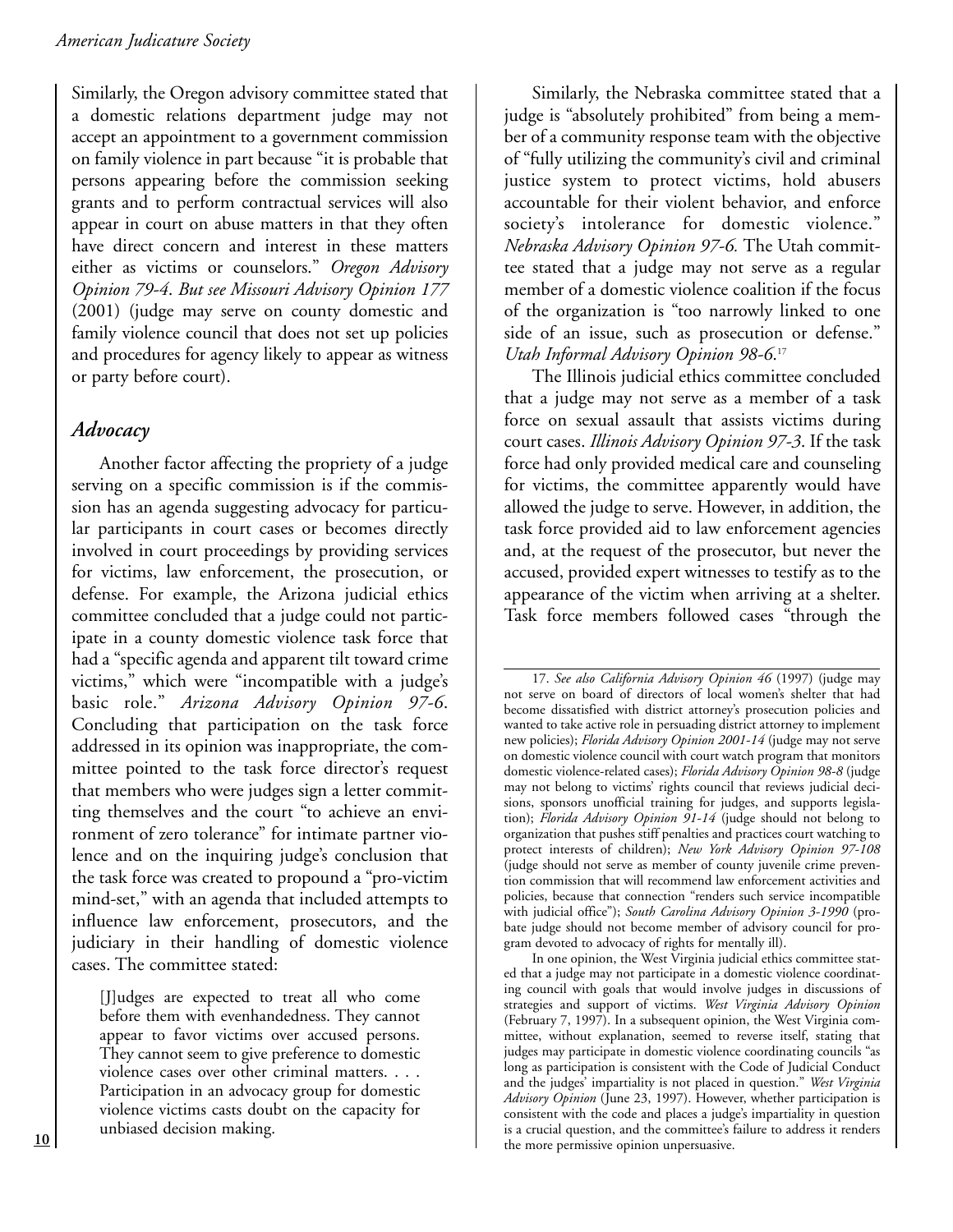Similarly, the Oregon advisory committee stated that a domestic relations department judge may not accept an appointment to a government commission on family violence in part because "it is probable that persons appearing before the commission seeking grants and to perform contractual services will also appear in court on abuse matters in that they often have direct concern and interest in these matters either as victims or counselors." *Oregon Advisory Opinion 79-4*. *But see Missouri Advisory Opinion 177* (2001) (judge may serve on county domestic and family violence council that does not set up policies and procedures for agency likely to appear as witness or party before court).

## *Advocacy*

Another factor affecting the propriety of a judge serving on a specific commission is if the commission has an agenda suggesting advocacy for particular participants in court cases or becomes directly involved in court proceedings by providing services for victims, law enforcement, the prosecution, or defense. For example, the Arizona judicial ethics committee concluded that a judge could not participate in a county domestic violence task force that had a "specific agenda and apparent tilt toward crime victims," which were "incompatible with a judge's basic role." *Arizona Advisory Opinion 97-6*. Concluding that participation on the task force addressed in its opinion was inappropriate, the committee pointed to the task force director's request that members who were judges sign a letter committing themselves and the court "to achieve an environment of zero tolerance" for intimate partner violence and on the inquiring judge's conclusion that the task force was created to propound a "pro-victim mind-set," with an agenda that included attempts to influence law enforcement, prosecutors, and the judiciary in their handling of domestic violence cases. The committee stated:

> [J]udges are expected to treat all who come before them with evenhandedness. They cannot appear to favor victims over accused persons. They cannot seem to give preference to domestic violence cases over other criminal matters. . . . Participation in an advocacy group for domestic violence victims casts doubt on the capacity for unbiased decision making.

Similarly, the Nebraska committee stated that a judge is "absolutely prohibited" from being a member of a community response team with the objective of "fully utilizing the community's civil and criminal justice system to protect victims, hold abusers accountable for their violent behavior, and enforce society's intolerance for domestic violence." *Nebraska Advisory Opinion 97-6.* The Utah committee stated that a judge may not serve as a regular member of a domestic violence coalition if the focus of the organization is "too narrowly linked to one side of an issue, such as prosecution or defense." *Utah Informal Advisory Opinion 98-6*.[17]

The Illinois judicial ethics committee concluded that a judge may not serve as a member of a task force on sexual assault that assists victims during court cases. *Illinois Advisory Opinion 97-3*. If the task force had only provided medical care and counseling for victims, the committee apparently would have allowed the judge to serve. However, in addition, the task force provided aid to law enforcement agencies and, at the request of the prosecutor, but never the accused, provided expert witnesses to testify as to the appearance of the victim when arriving at a shelter. Task force members followed cases "through the

---

17. *See also California Advisory Opinion 46* (1997) (judge may not serve on board of directors of local women's shelter that had become dissatisfied with district attorney's prosecution policies and wanted to take active role in persuading district attorney to implement new policies); *Florida Advisory Opinion 2001-14* (judge may not serve on domestic violence council with court watch program that monitors domestic violence-related cases); *Florida Advisory Opinion 98-8* (judge may not belong to victims' rights council that reviews judicial decisions, sponsors unofficial training for judges, and supports legislation); *Florida Advisory Opinion 91-14* (judge should not belong to organization that pushes stiff penalties and practices court watching to protect interests of children); *New York Advisory Opinion 97-108* (judge should not serve as member of county juvenile crime prevention commission that will recommend law enforcement activities and policies, because that connection "renders such service incompatible with judicial office"); *South Carolina Advisory Opinion 3-1990* (probate judge should not become member of advisory council for program devoted to advocacy of rights for mentally ill).

In one opinion, the West Virginia judicial ethics committee stated that a judge may not participate in a domestic violence coordinating council with goals that would involve judges in discussions of strategies and support of victims. *West Virginia Advisory Opinion* (February 7, 1997). In a subsequent opinion, the West Virginia committee, without explanation, seemed to reverse itself, stating that judges may participate in domestic violence coordinating councils "as long as participation is consistent with the Code of Judicial Conduct and the judges' impartiality is not placed in question." *West Virginia Advisory Opinion* (June 23, 1997). However, whether participation is consistent with the code and places a judge's impartiality in question is a crucial question, and the committee's failure to address it renders the more permissive opinion unpersuasive.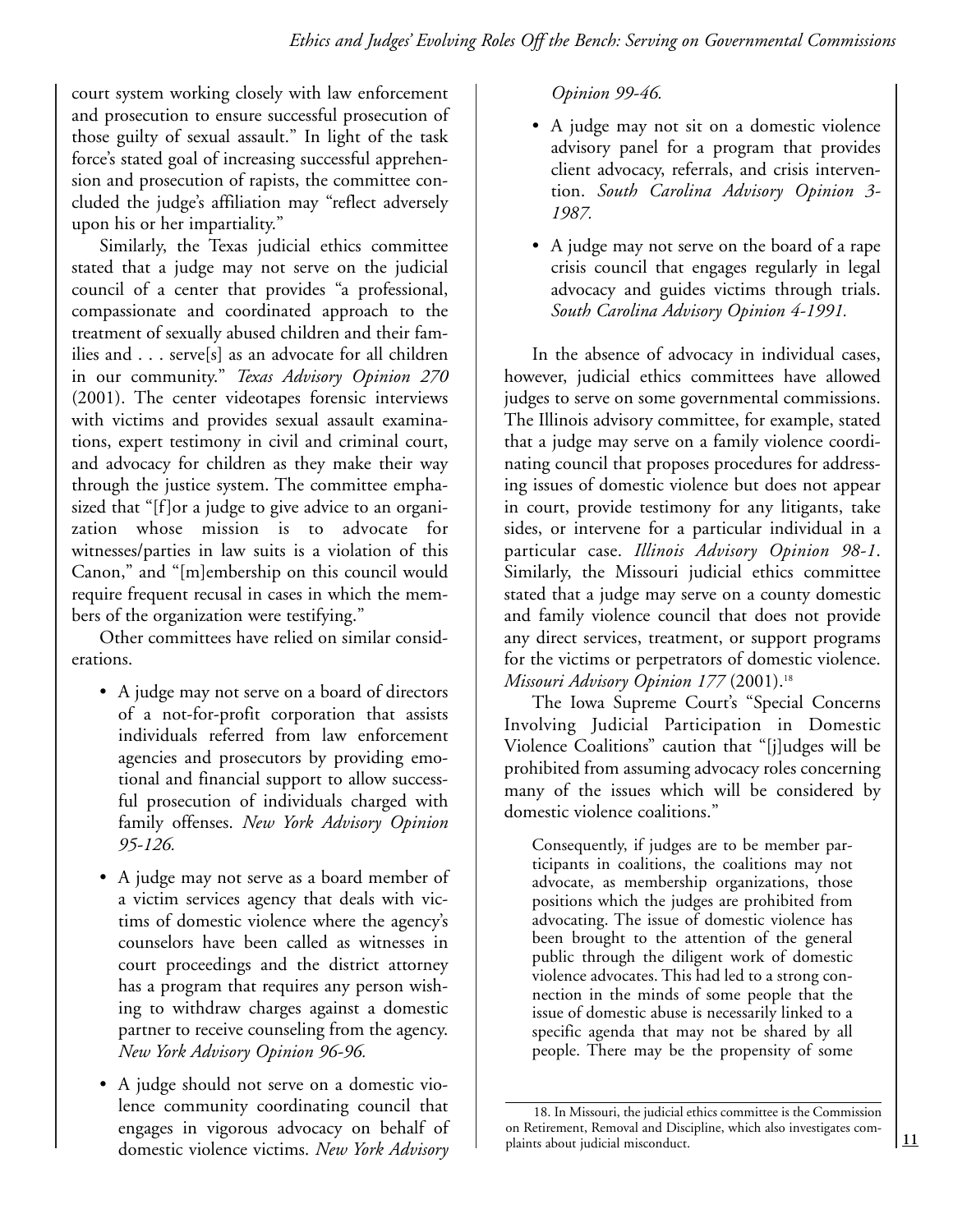court system working closely with law enforcement and prosecution to ensure successful prosecution of those guilty of sexual assault." In light of the task force's stated goal of increasing successful apprehension and prosecution of rapists, the committee concluded the judge's affiliation may "reflect adversely upon his or her impartiality."

Similarly, the Texas judicial ethics committee stated that a judge may not serve on the judicial council of a center that provides "a professional, compassionate and coordinated approach to the treatment of sexually abused children and their families and . . . serve[s] as an advocate for all children in our community." *Texas Advisory Opinion 270* (2001). The center videotapes forensic interviews with victims and provides sexual assault examinations, expert testimony in civil and criminal court, and advocacy for children as they make their way through the justice system. The committee emphasized that "[f]or a judge to give advice to an organization whose mission is to advocate for witnesses/parties in law suits is a violation of this Canon," and "[m]embership on this council would require frequent recusal in cases in which the members of the organization were testifying."

Other committees have relied on similar considerations.

- A judge may not serve on a board of directors of a not-for-profit corporation that assists individuals referred from law enforcement agencies and prosecutors by providing emotional and financial support to allow successful prosecution of individuals charged with family offenses. *New York Advisory Opinion 95-126.*
- A judge may not serve as a board member of a victim services agency that deals with victims of domestic violence where the agency's counselors have been called as witnesses in court proceedings and the district attorney has a program that requires any person wishing to withdraw charges against a domestic partner to receive counseling from the agency. *New York Advisory Opinion 96-96.*
- A judge should not serve on a domestic violence community coordinating council that engages in vigorous advocacy on behalf of domestic violence victims. *New York Advisory Opinion 99-46.*
- A judge may not sit on a domestic violence advisory panel for a program that provides client advocacy, referrals, and crisis intervention. *South Carolina Advisory Opinion 3-1987.*
- A judge may not serve on the board of a rape crisis council that engages regularly in legal advocacy and guides victims through trials. *South Carolina Advisory Opinion 4-1991.*

In the absence of advocacy in individual cases, however, judicial ethics committees have allowed judges to serve on some governmental commissions. The Illinois advisory committee, for example, stated that a judge may serve on a family violence coordinating council that proposes procedures for addressing issues of domestic violence but does not appear in court, provide testimony for any litigants, take sides, or intervene for a particular individual in a particular case. *Illinois Advisory Opinion 98-1*. Similarly, the Missouri judicial ethics committee stated that a judge may serve on a county domestic and family violence council that does not provide any direct services, treatment, or support programs for the victims or perpetrators of domestic violence. *Missouri Advisory Opinion 177* (2001).[18]

The Iowa Supreme Court's "Special Concerns Involving Judicial Participation in Domestic Violence Coalitions" caution that "[j]udges will be prohibited from assuming advocacy roles concerning many of the issues which will be considered by domestic violence coalitions."

> Consequently, if judges are to be member participants in coalitions, the coalitions may not advocate, as membership organizations, those positions which the judges are prohibited from advocating. The issue of domestic violence has been brought to the attention of the general public through the diligent work of domestic violence advocates. This had led to a strong connection in the minds of some people that the issue of domestic abuse is necessarily linked to a specific agenda that may not be shared by all people. There may be the propensity of some

18. In Missouri, the judicial ethics committee is the Commission on Retirement, Removal and Discipline, which also investigates complaints about judicial misconduct.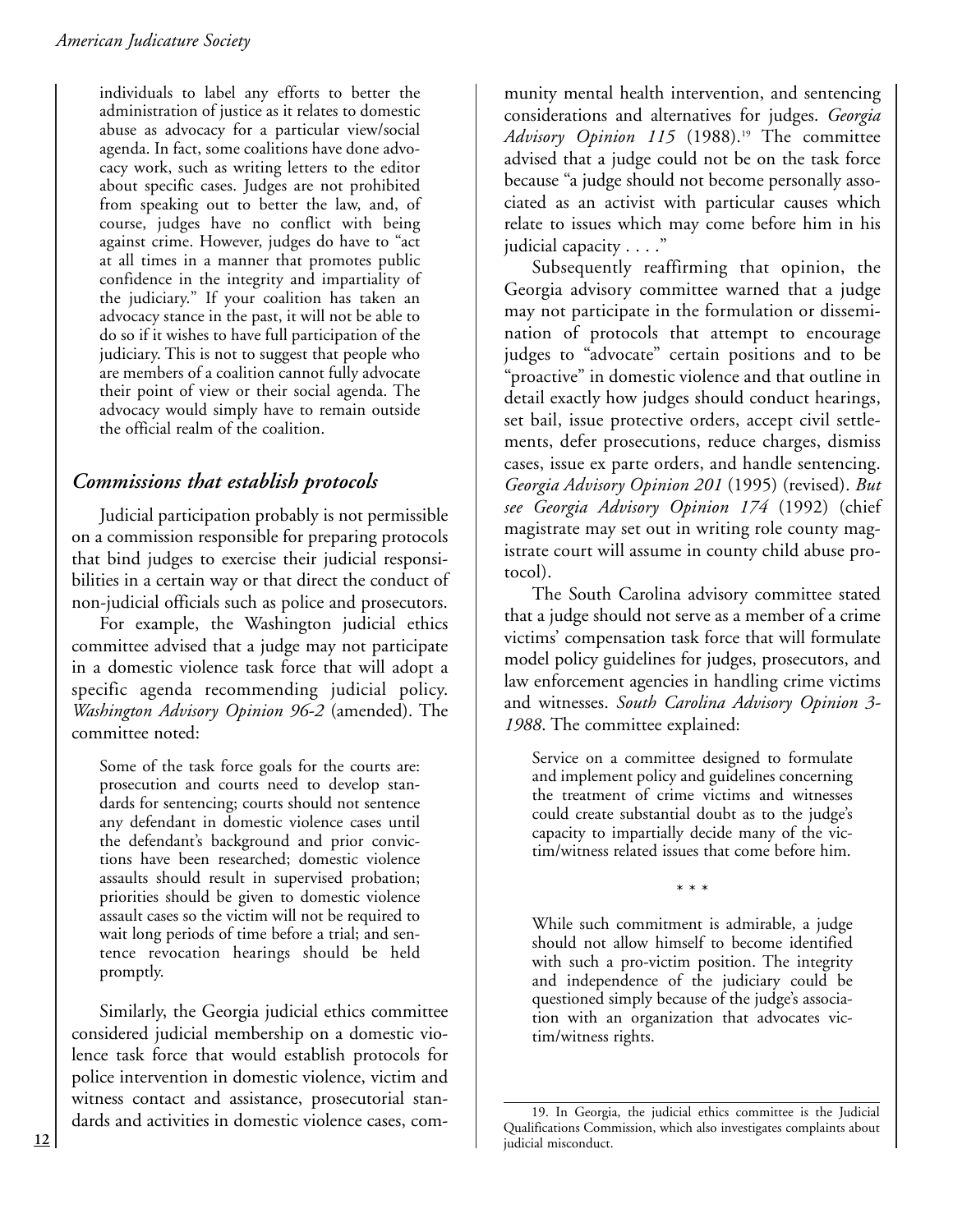individuals to label any efforts to better the administration of justice as it relates to domestic abuse as advocacy for a particular view/social agenda. In fact, some coalitions have done advocacy work, such as writing letters to the editor about specific cases. Judges are not prohibited from speaking out to better the law, and, of course, judges have no conflict with being against crime. However, judges do have to "act at all times in a manner that promotes public confidence in the integrity and impartiality of the judiciary." If your coalition has taken an advocacy stance in the past, it will not be able to do so if it wishes to have full participation of the judiciary. This is not to suggest that people who are members of a coalition cannot fully advocate their point of view or their social agenda. The advocacy would simply have to remain outside the official realm of the coalition.

## *Commissions that establish protocols*

Judicial participation probably is not permissible on a commission responsible for preparing protocols that bind judges to exercise their judicial responsibilities in a certain way or that direct the conduct of non-judicial officials such as police and prosecutors.

For example, the Washington judicial ethics committee advised that a judge may not participate in a domestic violence task force that will adopt a specific agenda recommending judicial policy. *Washington Advisory Opinion 96-2* (amended). The committee noted:

> Some of the task force goals for the courts are: prosecution and courts need to develop standards for sentencing; courts should not sentence any defendant in domestic violence cases until the defendant's background and prior convictions have been researched; domestic violence assaults should result in supervised probation; priorities should be given to domestic violence assault cases so the victim will not be required to wait long periods of time before a trial; and sentence revocation hearings should be held promptly.

Similarly, the Georgia judicial ethics committee considered judicial membership on a domestic violence task force that would establish protocols for police intervention in domestic violence, victim and witness contact and assistance, prosecutorial standards and activities in domestic violence cases, community mental health intervention, and sentencing considerations and alternatives for judges. *Georgia Advisory Opinion 115* (1988).[19] The committee advised that a judge could not be on the task force because "a judge should not become personally associated as an activist with particular causes which relate to issues which may come before him in his judicial capacity . . . ."

Subsequently reaffirming that opinion, the Georgia advisory committee warned that a judge may not participate in the formulation or dissemination of protocols that attempt to encourage judges to "advocate" certain positions and to be "proactive" in domestic violence and that outline in detail exactly how judges should conduct hearings, set bail, issue protective orders, accept civil settlements, defer prosecutions, reduce charges, dismiss cases, issue ex parte orders, and handle sentencing. *Georgia Advisory Opinion 201* (1995) (revised). *But see Georgia Advisory Opinion 174* (1992) (chief magistrate may set out in writing role county magistrate court will assume in county child abuse protocol).

The South Carolina advisory committee stated that a judge should not serve as a member of a crime victims' compensation task force that will formulate model policy guidelines for judges, prosecutors, and law enforcement agencies in handling crime victims and witnesses. *South Carolina Advisory Opinion 3-1988*. The committee explained:

> Service on a committee designed to formulate and implement policy and guidelines concerning the treatment of crime victims and witnesses could create substantial doubt as to the judge's capacity to impartially decide many of the victim/witness related issues that come before him.
>
> \* \* \*
>
> While such commitment is admirable, a judge should not allow himself to become identified with such a pro-victim position. The integrity and independence of the judiciary could be questioned simply because of the judge's association with an organization that advocates victim/witness rights.

19. In Georgia, the judicial ethics committee is the Judicial Qualifications Commission, which also investigates complaints about judicial misconduct.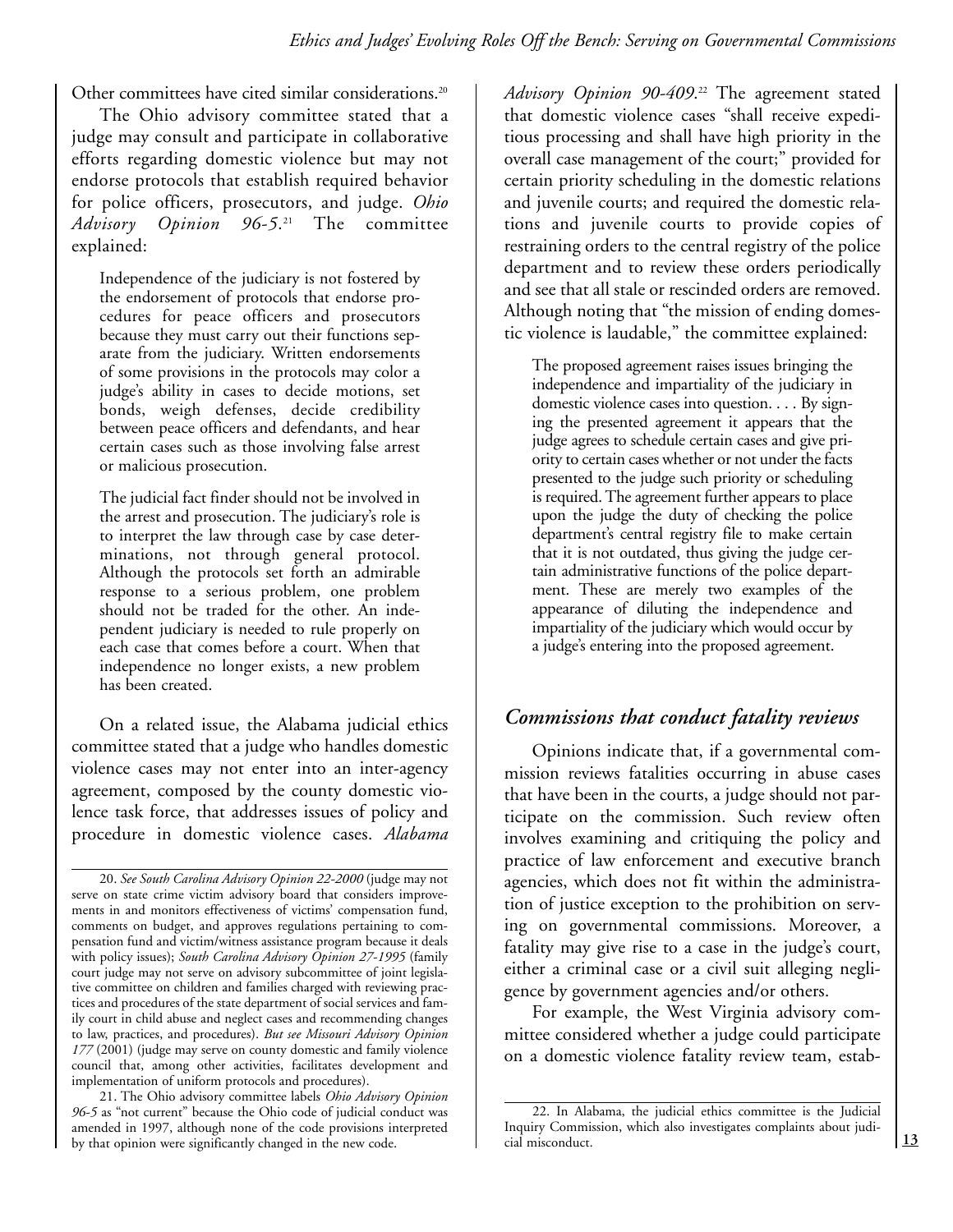Other committees have cited similar considerations.[20]

The Ohio advisory committee stated that a judge may consult and participate in collaborative efforts regarding domestic violence but may not endorse protocols that establish required behavior for police officers, prosecutors, and judge. *Ohio Advisory Opinion 96-5*.[21] The committee explained:

> Independence of the judiciary is not fostered by the endorsement of protocols that endorse procedures for peace officers and prosecutors because they must carry out their functions separate from the judiciary. Written endorsements of some provisions in the protocols may color a judge's ability in cases to decide motions, set bonds, weigh defenses, decide credibility between peace officers and defendants, and hear certain cases such as those involving false arrest or malicious prosecution.
>
> The judicial fact finder should not be involved in the arrest and prosecution. The judiciary's role is to interpret the law through case by case determinations, not through general protocol. Although the protocols set forth an admirable response to a serious problem, one problem should not be traded for the other. An independent judiciary is needed to rule properly on each case that comes before a court. When that independence no longer exists, a new problem has been created.

On a related issue, the Alabama judicial ethics committee stated that a judge who handles domestic violence cases may not enter into an inter-agency agreement, composed by the county domestic violence task force, that addresses issues of policy and procedure in domestic violence cases. *Alabama Advisory Opinion 90-409*.[22] The agreement stated that domestic violence cases "shall receive expeditious processing and shall have high priority in the overall case management of the court;" provided for certain priority scheduling in the domestic relations and juvenile courts; and required the domestic relations and juvenile courts to provide copies of restraining orders to the central registry of the police department and to review these orders periodically and see that all stale or rescinded orders are removed. Although noting that "the mission of ending domestic violence is laudable," the committee explained:

> The proposed agreement raises issues bringing the independence and impartiality of the judiciary in domestic violence cases into question. . . . By signing the presented agreement it appears that the judge agrees to schedule certain cases and give priority to certain cases whether or not under the facts presented to the judge such priority or scheduling is required. The agreement further appears to place upon the judge the duty of checking the police department's central registry file to make certain that it is not outdated, thus giving the judge certain administrative functions of the police department. These are merely two examples of the appearance of diluting the independence and impartiality of the judiciary which would occur by a judge's entering into the proposed agreement.

## *Commissions that conduct fatality reviews*

Opinions indicate that, if a governmental commission reviews fatalities occurring in abuse cases that have been in the courts, a judge should not participate on the commission. Such review often involves examining and critiquing the policy and practice of law enforcement and executive branch agencies, which does not fit within the administration of justice exception to the prohibition on serving on governmental commissions. Moreover, a fatality may give rise to a case in the judge's court, either a criminal case or a civil suit alleging negligence by government agencies and/or others.

For example, the West Virginia advisory committee considered whether a judge could participate on a domestic violence fatality review team, estab-

---

20. *See South Carolina Advisory Opinion 22-2000* (judge may not serve on state crime victim advisory board that considers improvements in and monitors effectiveness of victims' compensation fund, comments on budget, and approves regulations pertaining to compensation fund and victim/witness assistance program because it deals with policy issues); *South Carolina Advisory Opinion 27-1995* (family court judge may not serve on advisory subcommittee of joint legislative committee on children and families charged with reviewing practices and procedures of the state department of social services and family court in child abuse and neglect cases and recommending changes to law, practices, and procedures). *But see Missouri Advisory Opinion 177* (2001) (judge may serve on county domestic and family violence council that, among other activities, facilitates development and implementation of uniform protocols and procedures).

21. The Ohio advisory committee labels *Ohio Advisory Opinion 96-5* as "not current" because the Ohio code of judicial conduct was amended in 1997, although none of the code provisions interpreted by that opinion were significantly changed in the new code.

22. In Alabama, the judicial ethics committee is the Judicial Inquiry Commission, which also investigates complaints about judicial misconduct.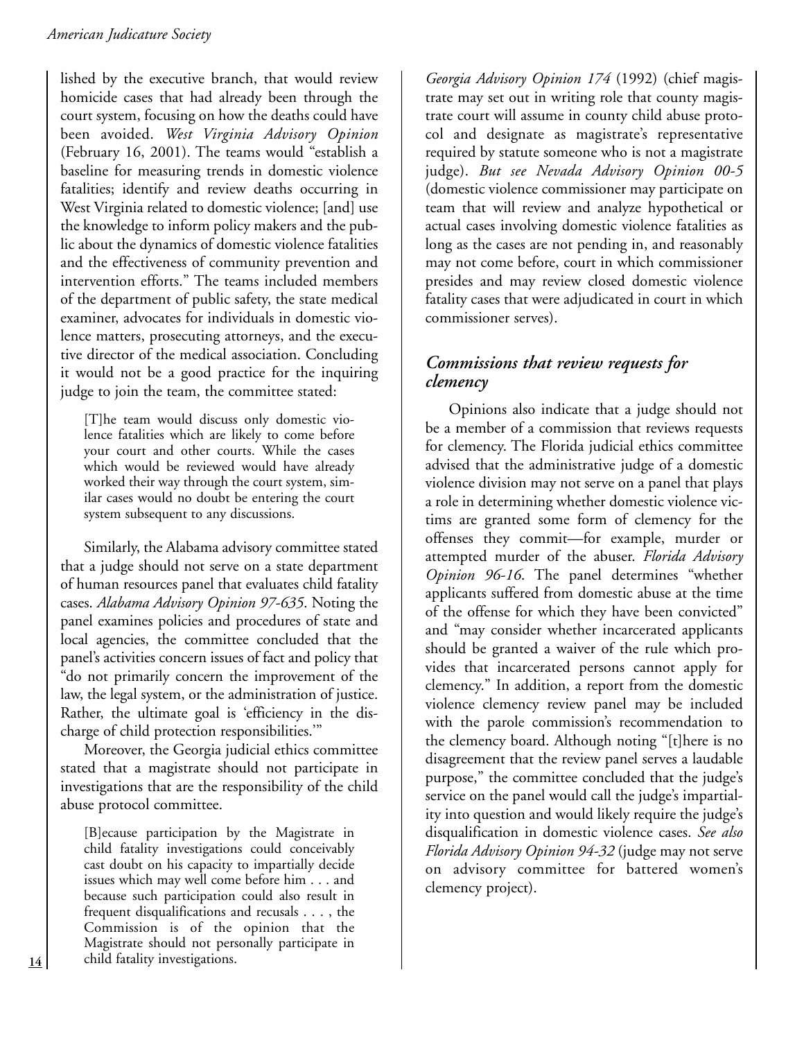lished by the executive branch, that would review homicide cases that had already been through the court system, focusing on how the deaths could have been avoided. *West Virginia Advisory Opinion* (February 16, 2001). The teams would "establish a baseline for measuring trends in domestic violence fatalities; identify and review deaths occurring in West Virginia related to domestic violence; [and] use the knowledge to inform policy makers and the public about the dynamics of domestic violence fatalities and the effectiveness of community prevention and intervention efforts." The teams included members of the department of public safety, the state medical examiner, advocates for individuals in domestic violence matters, prosecuting attorneys, and the executive director of the medical association. Concluding it would not be a good practice for the inquiring judge to join the team, the committee stated:

> [T]he team would discuss only domestic violence fatalities which are likely to come before your court and other courts. While the cases which would be reviewed would have already worked their way through the court system, similar cases would no doubt be entering the court system subsequent to any discussions.

Similarly, the Alabama advisory committee stated that a judge should not serve on a state department of human resources panel that evaluates child fatality cases. *Alabama Advisory Opinion 97-635*. Noting the panel examines policies and procedures of state and local agencies, the committee concluded that the panel's activities concern issues of fact and policy that "do not primarily concern the improvement of the law, the legal system, or the administration of justice. Rather, the ultimate goal is 'efficiency in the discharge of child protection responsibilities.'"

Moreover, the Georgia judicial ethics committee stated that a magistrate should not participate in investigations that are the responsibility of the child abuse protocol committee.

> [B]ecause participation by the Magistrate in child fatality investigations could conceivably cast doubt on his capacity to impartially decide issues which may well come before him . . . and because such participation could also result in frequent disqualifications and recusals . . . , the Commission is of the opinion that the Magistrate should not personally participate in child fatality investigations.

*Georgia Advisory Opinion 174* (1992) (chief magistrate may set out in writing role that county magistrate court will assume in county child abuse protocol and designate as magistrate's representative required by statute someone who is not a magistrate judge). *But see Nevada Advisory Opinion 00-5* (domestic violence commissioner may participate on team that will review and analyze hypothetical or actual cases involving domestic violence fatalities as long as the cases are not pending in, and reasonably may not come before, court in which commissioner presides and may review closed domestic violence fatality cases that were adjudicated in court in which commissioner serves).

## *Commissions that review requests for clemency*

Opinions also indicate that a judge should not be a member of a commission that reviews requests for clemency. The Florida judicial ethics committee advised that the administrative judge of a domestic violence division may not serve on a panel that plays a role in determining whether domestic violence victims are granted some form of clemency for the offenses they commit—for example, murder or attempted murder of the abuser. *Florida Advisory Opinion 96-16*. The panel determines "whether applicants suffered from domestic abuse at the time of the offense for which they have been convicted" and "may consider whether incarcerated applicants should be granted a waiver of the rule which provides that incarcerated persons cannot apply for clemency." In addition, a report from the domestic violence clemency review panel may be included with the parole commission's recommendation to the clemency board. Although noting "[t]here is no disagreement that the review panel serves a laudable purpose," the committee concluded that the judge's service on the panel would call the judge's impartiality into question and would likely require the judge's disqualification in domestic violence cases. *See also Florida Advisory Opinion 94-32* (judge may not serve on advisory committee for battered women's clemency project).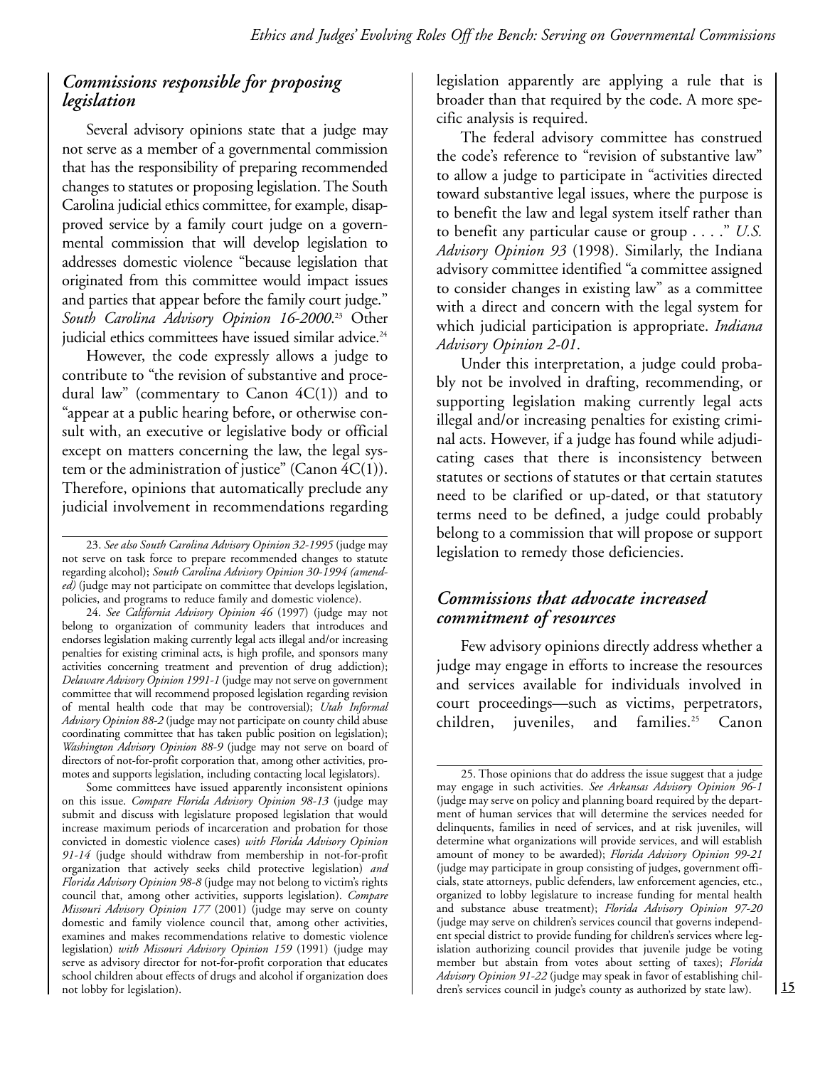## *Commissions responsible for proposing legislation*

Several advisory opinions state that a judge may not serve as a member of a governmental commission that has the responsibility of preparing recommended changes to statutes or proposing legislation. The South Carolina judicial ethics committee, for example, disapproved service by a family court judge on a governmental commission that will develop legislation to addresses domestic violence "because legislation that originated from this committee would impact issues and parties that appear before the family court judge." *South Carolina Advisory Opinion 16-2000*.[23] Other judicial ethics committees have issued similar advice.[24]

However, the code expressly allows a judge to contribute to "the revision of substantive and procedural law" (commentary to Canon 4C(1)) and to "appear at a public hearing before, or otherwise consult with, an executive or legislative body or official except on matters concerning the law, the legal system or the administration of justice" (Canon 4C(1)). Therefore, opinions that automatically preclude any judicial involvement in recommendations regarding legislation apparently are applying a rule that is broader than that required by the code. A more specific analysis is required.

The federal advisory committee has construed the code's reference to "revision of substantive law" to allow a judge to participate in "activities directed toward substantive legal issues, where the purpose is to benefit the law and legal system itself rather than to benefit any particular cause or group . . . ." *U.S. Advisory Opinion 93* (1998). Similarly, the Indiana advisory committee identified "a committee assigned to consider changes in existing law" as a committee with a direct and concern with the legal system for which judicial participation is appropriate. *Indiana Advisory Opinion 2-01*.

Under this interpretation, a judge could probably not be involved in drafting, recommending, or supporting legislation making currently legal acts illegal and/or increasing penalties for existing criminal acts. However, if a judge has found while adjudicating cases that there is inconsistency between statutes or sections of statutes or that certain statutes need to be clarified or up-dated, or that statutory terms need to be defined, a judge could probably belong to a commission that will propose or support legislation to remedy those deficiencies.

## *Commissions that advocate increased commitment of resources*

Few advisory opinions directly address whether a judge may engage in efforts to increase the resources and services available for individuals involved in court proceedings—such as victims, perpetrators, children, juveniles, and families.[25] Canon

---

23. *See also South Carolina Advisory Opinion 32-1995* (judge may not serve on task force to prepare recommended changes to statute regarding alcohol); *South Carolina Advisory Opinion 30-1994 (amended)* (judge may not participate on committee that develops legislation, policies, and programs to reduce family and domestic violence).

24. *See California Advisory Opinion 46* (1997) (judge may not belong to organization of community leaders that introduces and endorses legislation making currently legal acts illegal and/or increasing penalties for existing criminal acts, is high profile, and sponsors many activities concerning treatment and prevention of drug addiction); *Delaware Advisory Opinion 1991-1* (judge may not serve on government committee that will recommend proposed legislation regarding revision of mental health code that may be controversial); *Utah Informal Advisory Opinion 88-2* (judge may not participate on county child abuse coordinating committee that has taken public position on legislation); *Washington Advisory Opinion 88-9* (judge may not serve on board of directors of not-for-profit corporation that, among other activities, promotes and supports legislation, including contacting local legislators).

Some committees have issued apparently inconsistent opinions on this issue. *Compare Florida Advisory Opinion 98-13* (judge may submit and discuss with legislature proposed legislation that would increase maximum periods of incarceration and probation for those convicted in domestic violence cases) *with Florida Advisory Opinion 91-14* (judge should withdraw from membership in not-for-profit organization that actively seeks child protective legislation) *and Florida Advisory Opinion 98-8* (judge may not belong to victim's rights council that, among other activities, supports legislation). *Compare Missouri Advisory Opinion 177* (2001) (judge may serve on county domestic and family violence council that, among other activities, examines and makes recommendations relative to domestic violence legislation) *with Missouri Advisory Opinion 159* (1991) (judge may serve as advisory director for not-for-profit corporation that educates school children about effects of drugs and alcohol if organization does not lobby for legislation).

25. Those opinions that do address the issue suggest that a judge may engage in such activities. *See Arkansas Advisory Opinion 96-1* (judge may serve on policy and planning board required by the department of human services that will determine the services needed for delinquents, families in need of services, and at risk juveniles, will determine what organizations will provide services, and will establish amount of money to be awarded); *Florida Advisory Opinion 99-21* (judge may participate in group consisting of judges, government officials, state attorneys, public defenders, law enforcement agencies, etc., organized to lobby legislature to increase funding for mental health and substance abuse treatment); *Florida Advisory Opinion 97-20* (judge may serve on children's services council that governs independent special district to provide funding for children's services where legislation authorizing council provides that juvenile judge be voting member but abstain from votes about setting of taxes); *Florida Advisory Opinion 91-22* (judge may speak in favor of establishing children's services council in judge's county as authorized by state law).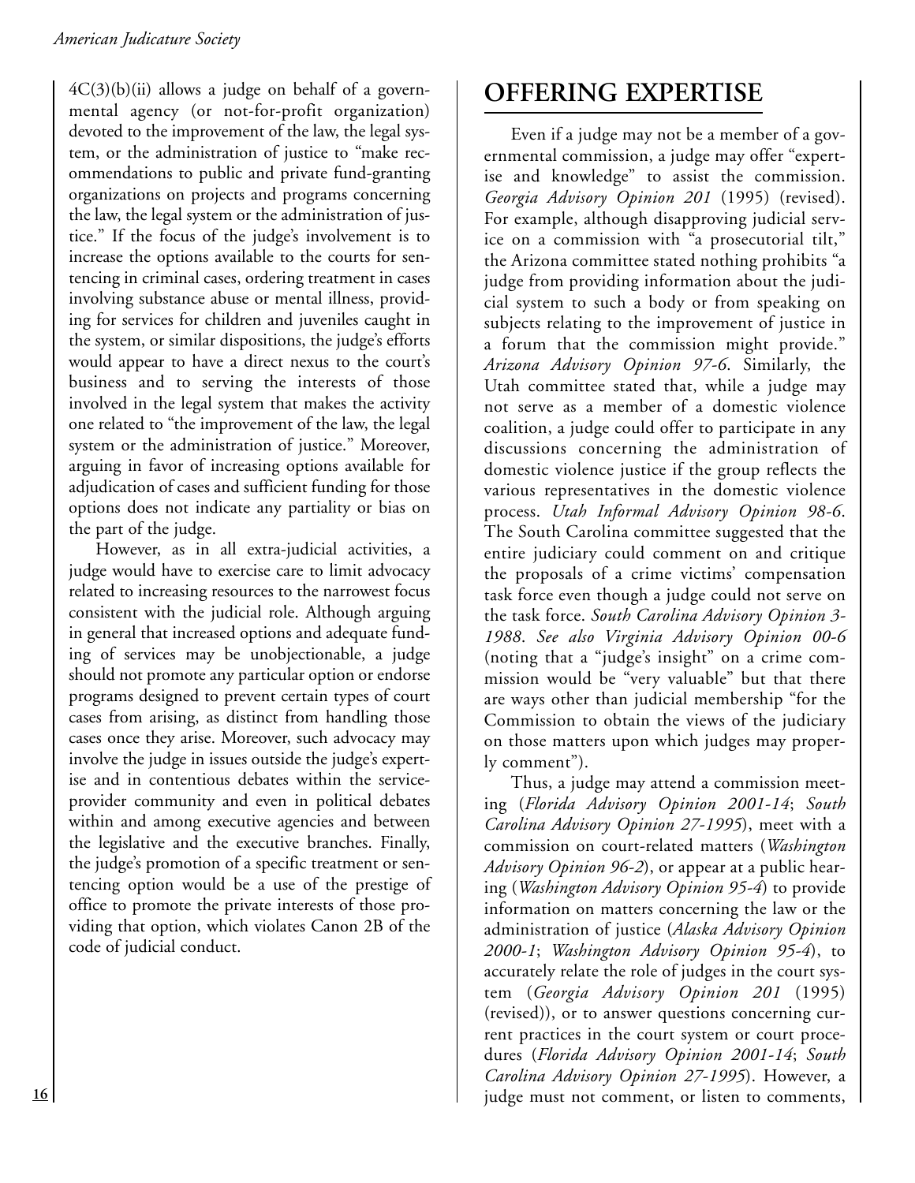4C(3)(b)(ii) allows a judge on behalf of a governmental agency (or not-for-profit organization) devoted to the improvement of the law, the legal system, or the administration of justice to "make recommendations to public and private fund-granting organizations on projects and programs concerning the law, the legal system or the administration of justice." If the focus of the judge's involvement is to increase the options available to the courts for sentencing in criminal cases, ordering treatment in cases involving substance abuse or mental illness, providing for services for children and juveniles caught in the system, or similar dispositions, the judge's efforts would appear to have a direct nexus to the court's business and to serving the interests of those involved in the legal system that makes the activity one related to "the improvement of the law, the legal system or the administration of justice." Moreover, arguing in favor of increasing options available for adjudication of cases and sufficient funding for those options does not indicate any partiality or bias on the part of the judge.

However, as in all extra-judicial activities, a judge would have to exercise care to limit advocacy related to increasing resources to the narrowest focus consistent with the judicial role. Although arguing in general that increased options and adequate funding of services may be unobjectionable, a judge should not promote any particular option or endorse programs designed to prevent certain types of court cases from arising, as distinct from handling those cases once they arise. Moreover, such advocacy may involve the judge in issues outside the judge's expertise and in contentious debates within the service-provider community and even in political debates within and among executive agencies and between the legislative and the executive branches. Finally, the judge's promotion of a specific treatment or sentencing option would be a use of the prestige of office to promote the private interests of those providing that option, which violates Canon 2B of the code of judicial conduct.

## OFFERING EXPERTISE

Even if a judge may not be a member of a governmental commission, a judge may offer "expertise and knowledge" to assist the commission. *Georgia Advisory Opinion 201* (1995) (revised). For example, although disapproving judicial service on a commission with "a prosecutorial tilt," the Arizona committee stated nothing prohibits "a judge from providing information about the judicial system to such a body or from speaking on subjects relating to the improvement of justice in a forum that the commission might provide." *Arizona Advisory Opinion 97-6*. Similarly, the Utah committee stated that, while a judge may not serve as a member of a domestic violence coalition, a judge could offer to participate in any discussions concerning the administration of domestic violence justice if the group reflects the various representatives in the domestic violence process. *Utah Informal Advisory Opinion 98-6*. The South Carolina committee suggested that the entire judiciary could comment on and critique the proposals of a crime victims' compensation task force even though a judge could not serve on the task force. *South Carolina Advisory Opinion 3-1988*. *See also Virginia Advisory Opinion 00-6* (noting that a "judge's insight" on a crime commission would be "very valuable" but that there are ways other than judicial membership "for the Commission to obtain the views of the judiciary on those matters upon which judges may properly comment").

Thus, a judge may attend a commission meeting (*Florida Advisory Opinion 2001-14*; *South Carolina Advisory Opinion 27-1995*), meet with a commission on court-related matters (*Washington Advisory Opinion 96-2*), or appear at a public hearing (*Washington Advisory Opinion 95-4*) to provide information on matters concerning the law or the administration of justice (*Alaska Advisory Opinion 2000-1*; *Washington Advisory Opinion 95-4*), to accurately relate the role of judges in the court system (*Georgia Advisory Opinion 201* (1995) (revised)), or to answer questions concerning current practices in the court system or court procedures (*Florida Advisory Opinion 2001-14*; *South Carolina Advisory Opinion 27-1995*). However, a judge must not comment, or listen to comments,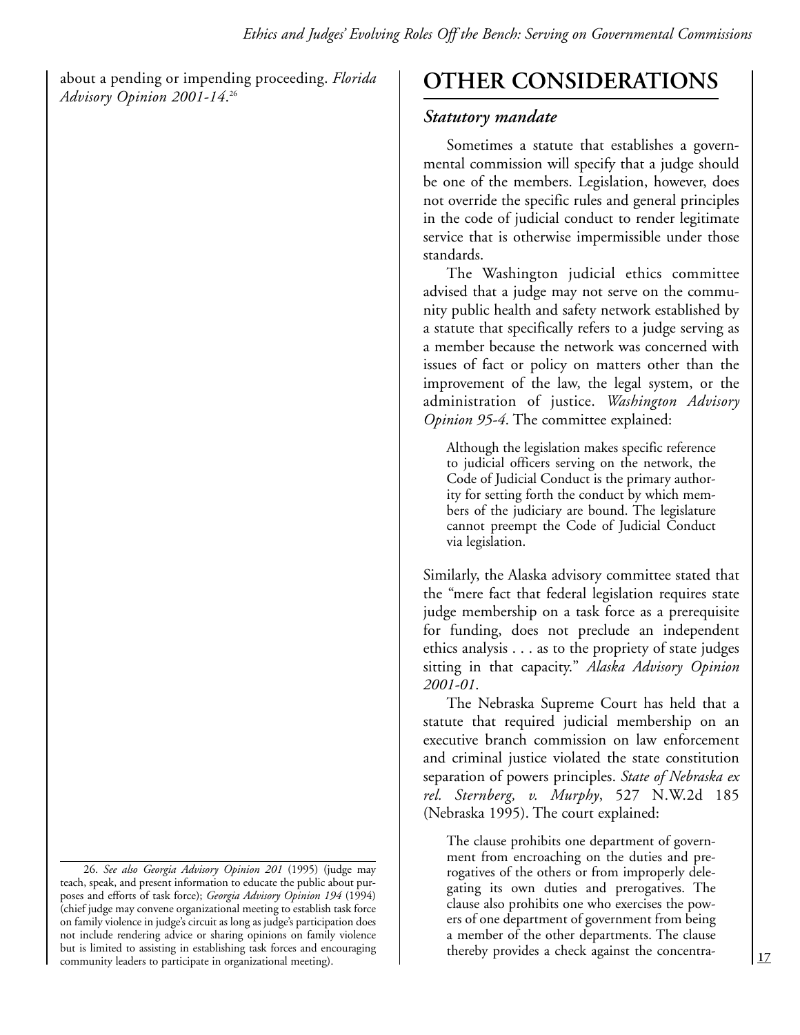about a pending or impending proceeding. *Florida Advisory Opinion 2001-14*.[26]

## OTHER CONSIDERATIONS

### *Statutory mandate*

Sometimes a statute that establishes a governmental commission will specify that a judge should be one of the members. Legislation, however, does not override the specific rules and general principles in the code of judicial conduct to render legitimate service that is otherwise impermissible under those standards.

The Washington judicial ethics committee advised that a judge may not serve on the community public health and safety network established by a statute that specifically refers to a judge serving as a member because the network was concerned with issues of fact or policy on matters other than the improvement of the law, the legal system, or the administration of justice. *Washington Advisory Opinion 95-4*. The committee explained:

> Although the legislation makes specific reference to judicial officers serving on the network, the Code of Judicial Conduct is the primary authority for setting forth the conduct by which members of the judiciary are bound. The legislature cannot preempt the Code of Judicial Conduct via legislation.

Similarly, the Alaska advisory committee stated that the "mere fact that federal legislation requires state judge membership on a task force as a prerequisite for funding, does not preclude an independent ethics analysis . . . as to the propriety of state judges sitting in that capacity." *Alaska Advisory Opinion 2001-01*.

The Nebraska Supreme Court has held that a statute that required judicial membership on an executive branch commission on law enforcement and criminal justice violated the state constitution separation of powers principles. *State of Nebraska ex rel. Sternberg, v. Murphy*, 527 N.W.2d 185 (Nebraska 1995). The court explained:

> The clause prohibits one department of government from encroaching on the duties and prerogatives of the others or from improperly delegating its own duties and prerogatives. The clause also prohibits one who exercises the powers of one department of government from being a member of the other departments. The clause thereby provides a check against the concentra-

---

26. *See also Georgia Advisory Opinion 201* (1995) (judge may teach, speak, and present information to educate the public about purposes and efforts of task force); *Georgia Advisory Opinion 194* (1994) (chief judge may convene organizational meeting to establish task force on family violence in judge's circuit as long as judge's participation does not include rendering advice or sharing opinions on family violence but is limited to assisting in establishing task forces and encouraging community leaders to participate in organizational meeting).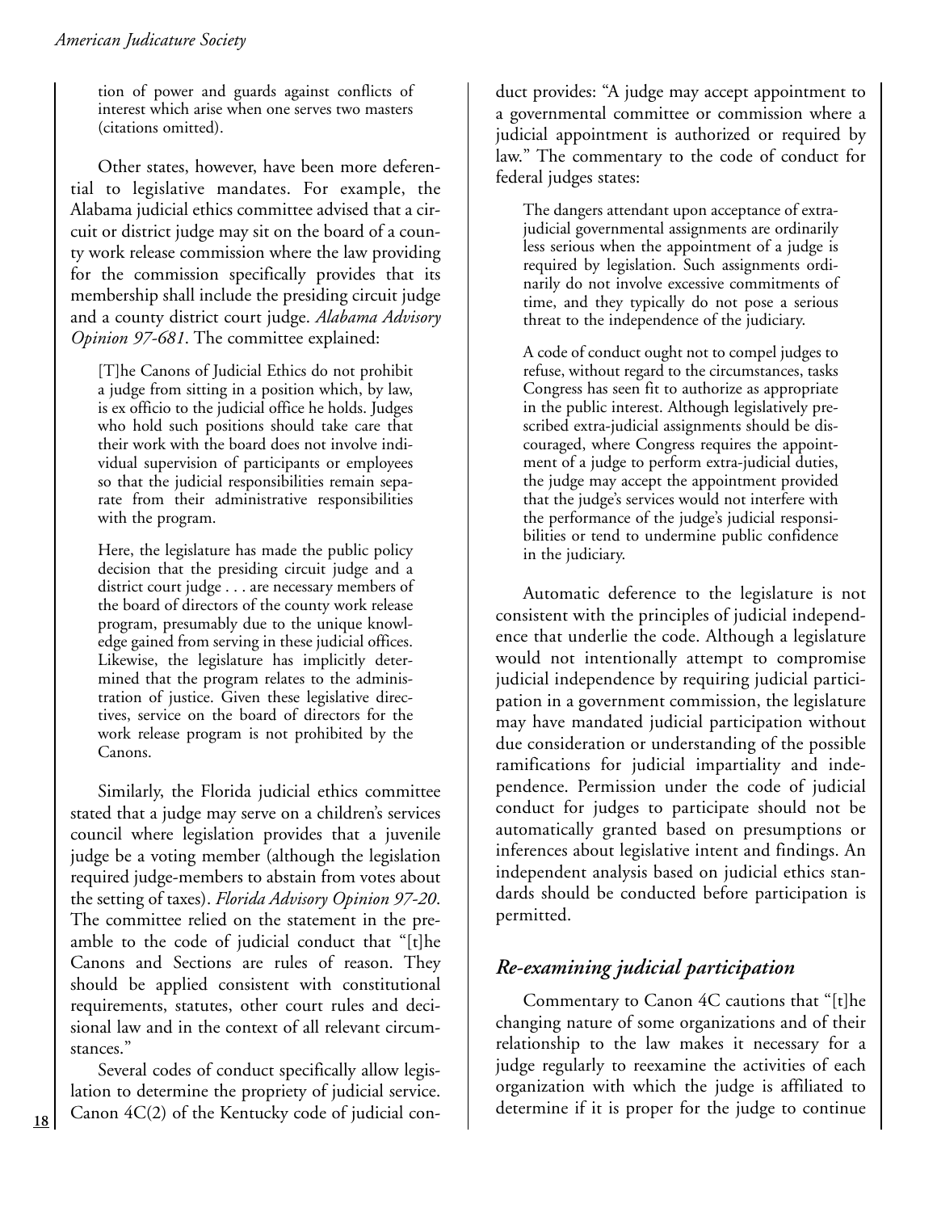tion of power and guards against conflicts of interest which arise when one serves two masters (citations omitted).

Other states, however, have been more deferential to legislative mandates. For example, the Alabama judicial ethics committee advised that a circuit or district judge may sit on the board of a county work release commission where the law providing for the commission specifically provides that its membership shall include the presiding circuit judge and a county district court judge. *Alabama Advisory Opinion 97-681*. The committee explained:

> [T]he Canons of Judicial Ethics do not prohibit a judge from sitting in a position which, by law, is ex officio to the judicial office he holds. Judges who hold such positions should take care that their work with the board does not involve individual supervision of participants or employees so that the judicial responsibilities remain separate from their administrative responsibilities with the program.
>
> Here, the legislature has made the public policy decision that the presiding circuit judge and a district court judge . . . are necessary members of the board of directors of the county work release program, presumably due to the unique knowledge gained from serving in these judicial offices. Likewise, the legislature has implicitly determined that the program relates to the administration of justice. Given these legislative directives, service on the board of directors for the work release program is not prohibited by the Canons.

Similarly, the Florida judicial ethics committee stated that a judge may serve on a children's services council where legislation provides that a juvenile judge be a voting member (although the legislation required judge-members to abstain from votes about the setting of taxes). *Florida Advisory Opinion 97-20*. The committee relied on the statement in the preamble to the code of judicial conduct that "[t]he Canons and Sections are rules of reason. They should be applied consistent with constitutional requirements, statutes, other court rules and decisional law and in the context of all relevant circumstances."

Several codes of conduct specifically allow legislation to determine the propriety of judicial service. Canon 4C(2) of the Kentucky code of judicial conduct provides: "A judge may accept appointment to a governmental committee or commission where a judicial appointment is authorized or required by law." The commentary to the code of conduct for federal judges states:

> The dangers attendant upon acceptance of extra-judicial governmental assignments are ordinarily less serious when the appointment of a judge is required by legislation. Such assignments ordinarily do not involve excessive commitments of time, and they typically do not pose a serious threat to the independence of the judiciary.
>
> A code of conduct ought not to compel judges to refuse, without regard to the circumstances, tasks Congress has seen fit to authorize as appropriate in the public interest. Although legislatively prescribed extra-judicial assignments should be discouraged, where Congress requires the appointment of a judge to perform extra-judicial duties, the judge may accept the appointment provided that the judge's services would not interfere with the performance of the judge's judicial responsibilities or tend to undermine public confidence in the judiciary.

Automatic deference to the legislature is not consistent with the principles of judicial independence that underlie the code. Although a legislature would not intentionally attempt to compromise judicial independence by requiring judicial participation in a government commission, the legislature may have mandated judicial participation without due consideration or understanding of the possible ramifications for judicial impartiality and independence. Permission under the code of judicial conduct for judges to participate should not be automatically granted based on presumptions or inferences about legislative intent and findings. An independent analysis based on judicial ethics standards should be conducted before participation is permitted.

## *Re-examining judicial participation*

Commentary to Canon 4C cautions that "[t]he changing nature of some organizations and of their relationship to the law makes it necessary for a judge regularly to reexamine the activities of each organization with which the judge is affiliated to determine if it is proper for the judge to continue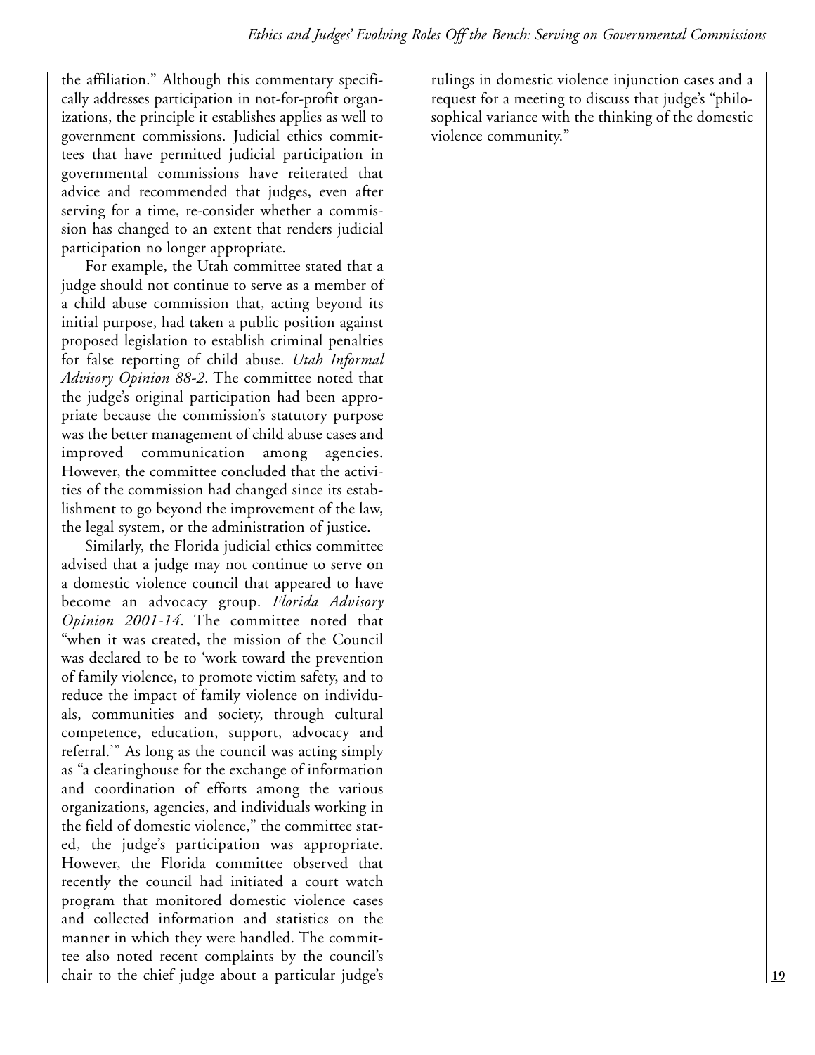the affiliation." Although this commentary specifically addresses participation in not-for-profit organizations, the principle it establishes applies as well to government commissions. Judicial ethics committees that have permitted judicial participation in governmental commissions have reiterated that advice and recommended that judges, even after serving for a time, re-consider whether a commission has changed to an extent that renders judicial participation no longer appropriate.

For example, the Utah committee stated that a judge should not continue to serve as a member of a child abuse commission that, acting beyond its initial purpose, had taken a public position against proposed legislation to establish criminal penalties for false reporting of child abuse. *Utah Informal Advisory Opinion 88-2*. The committee noted that the judge's original participation had been appropriate because the commission's statutory purpose was the better management of child abuse cases and improved communication among agencies. However, the committee concluded that the activities of the commission had changed since its establishment to go beyond the improvement of the law, the legal system, or the administration of justice.

Similarly, the Florida judicial ethics committee advised that a judge may not continue to serve on a domestic violence council that appeared to have become an advocacy group. *Florida Advisory Opinion 2001-14*. The committee noted that "when it was created, the mission of the Council was declared to be to 'work toward the prevention of family violence, to promote victim safety, and to reduce the impact of family violence on individuals, communities and society, through cultural competence, education, support, advocacy and referral.'" As long as the council was acting simply as "a clearinghouse for the exchange of information and coordination of efforts among the various organizations, agencies, and individuals working in the field of domestic violence," the committee stated, the judge's participation was appropriate. However, the Florida committee observed that recently the council had initiated a court watch program that monitored domestic violence cases and collected information and statistics on the manner in which they were handled. The committee also noted recent complaints by the council's chair to the chief judge about a particular judge's rulings in domestic violence injunction cases and a request for a meeting to discuss that judge's "philosophical variance with the thinking of the domestic violence community."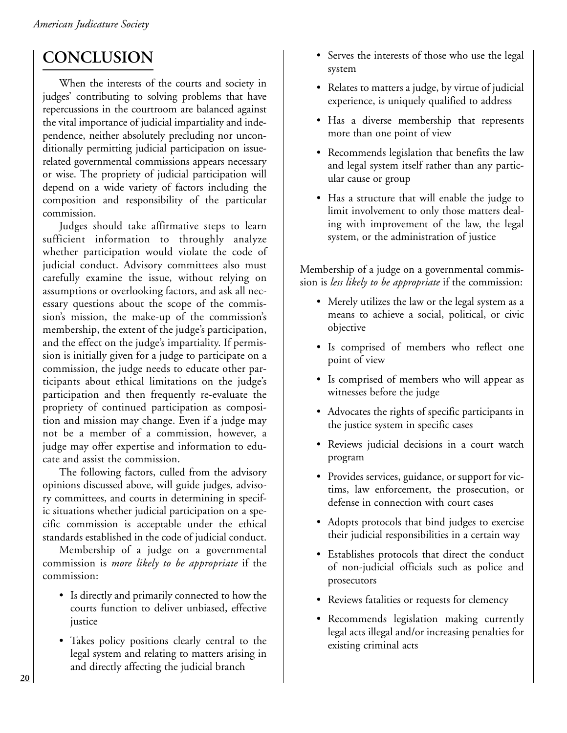# CONCLUSION

When the interests of the courts and society in judges' contributing to solving problems that have repercussions in the courtroom are balanced against the vital importance of judicial impartiality and independence, neither absolutely precluding nor unconditionally permitting judicial participation on issue-related governmental commissions appears necessary or wise. The propriety of judicial participation will depend on a wide variety of factors including the composition and responsibility of the particular commission.

Judges should take affirmative steps to learn sufficient information to throughly analyze whether participation would violate the code of judicial conduct. Advisory committees also must carefully examine the issue, without relying on assumptions or overlooking factors, and ask all necessary questions about the scope of the commission's mission, the make-up of the commission's membership, the extent of the judge's participation, and the effect on the judge's impartiality. If permission is initially given for a judge to participate on a commission, the judge needs to educate other participants about ethical limitations on the judge's participation and then frequently re-evaluate the propriety of continued participation as composition and mission may change. Even if a judge may not be a member of a commission, however, a judge may offer expertise and information to educate and assist the commission.

The following factors, culled from the advisory opinions discussed above, will guide judges, advisory committees, and courts in determining in specific situations whether judicial participation on a specific commission is acceptable under the ethical standards established in the code of judicial conduct.

Membership of a judge on a governmental commission is *more likely to be appropriate* if the commission:

- Is directly and primarily connected to how the courts function to deliver unbiased, effective justice
- Takes policy positions clearly central to the legal system and relating to matters arising in and directly affecting the judicial branch
- Serves the interests of those who use the legal system
- Relates to matters a judge, by virtue of judicial experience, is uniquely qualified to address
- Has a diverse membership that represents more than one point of view
- Recommends legislation that benefits the law and legal system itself rather than any particular cause or group
- Has a structure that will enable the judge to limit involvement to only those matters dealing with improvement of the law, the legal system, or the administration of justice

Membership of a judge on a governmental commission is *less likely to be appropriate* if the commission:

- Merely utilizes the law or the legal system as a means to achieve a social, political, or civic objective
- Is comprised of members who reflect one point of view
- Is comprised of members who will appear as witnesses before the judge
- Advocates the rights of specific participants in the justice system in specific cases
- Reviews judicial decisions in a court watch program
- Provides services, guidance, or support for victims, law enforcement, the prosecution, or defense in connection with court cases
- Adopts protocols that bind judges to exercise their judicial responsibilities in a certain way
- Establishes protocols that direct the conduct of non-judicial officials such as police and prosecutors
- Reviews fatalities or requests for clemency
- Recommends legislation making currently legal acts illegal and/or increasing penalties for existing criminal acts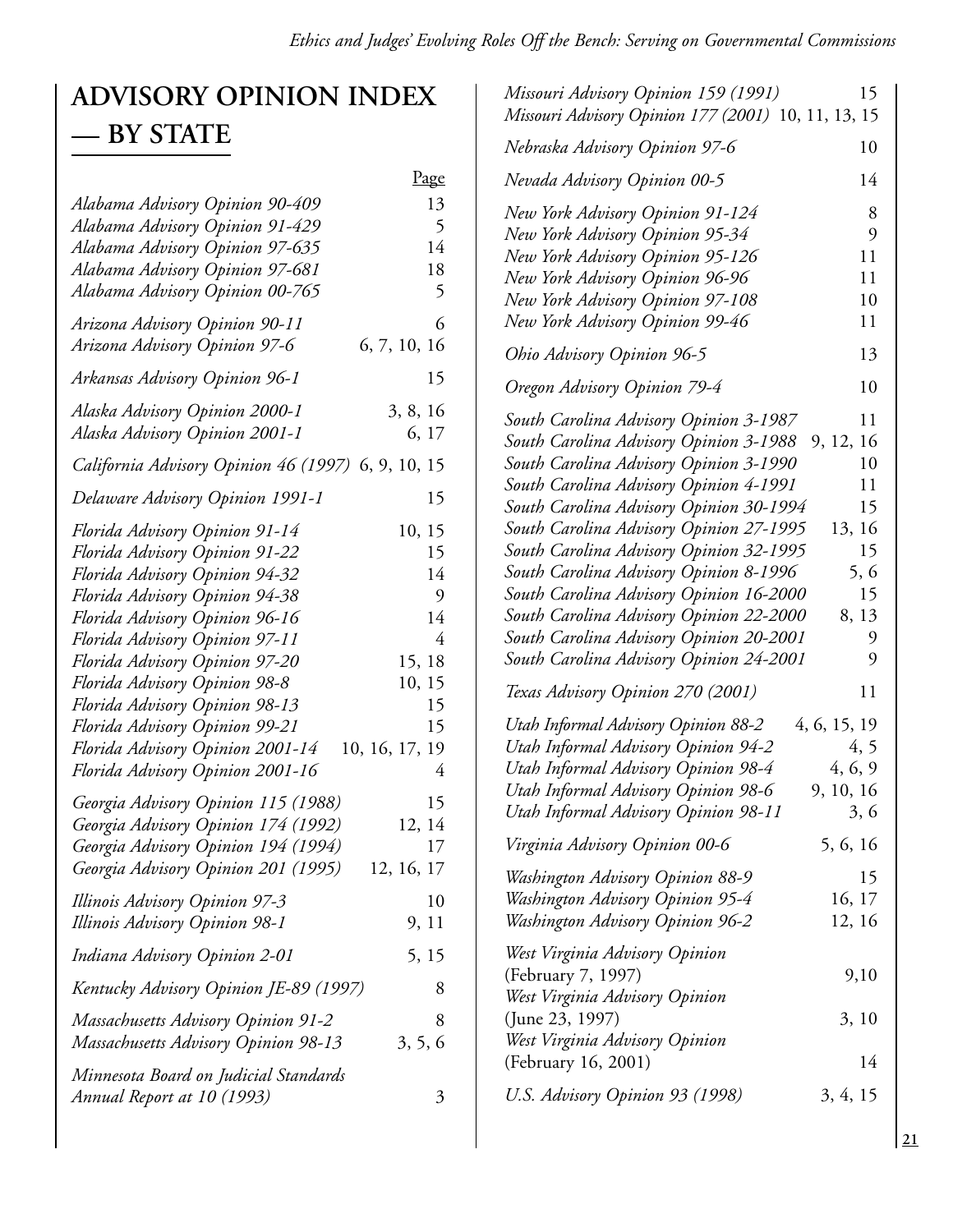# ADVISORY OPINION INDEX — BY STATE

| | Page |
|---|---|
| *Alabama Advisory Opinion 90-409* | 13 |
| *Alabama Advisory Opinion 91-429* | 5 |
| *Alabama Advisory Opinion 97-635* | 14 |
| *Alabama Advisory Opinion 97-681* | 18 |
| *Alabama Advisory Opinion 00-765* | 5 |
| *Arizona Advisory Opinion 90-11* | 6 |
| *Arizona Advisory Opinion 97-6* | 6, 7, 10, 16 |
| *Arkansas Advisory Opinion 96-1* | 15 |
| *Alaska Advisory Opinion 2000-1* | 3, 8, 16 |
| *Alaska Advisory Opinion 2001-1* | 6, 17 |
| *California Advisory Opinion 46 (1997)* | 6, 9, 10, 15 |
| *Delaware Advisory Opinion 1991-1* | 15 |
| *Florida Advisory Opinion 91-14* | 10, 15 |
| *Florida Advisory Opinion 91-22* | 15 |
| *Florida Advisory Opinion 94-32* | 14 |
| *Florida Advisory Opinion 94-38* | 9 |
| *Florida Advisory Opinion 96-16* | 14 |
| *Florida Advisory Opinion 97-11* | 4 |
| *Florida Advisory Opinion 97-20* | 15, 18 |
| *Florida Advisory Opinion 98-8* | 10, 15 |
| *Florida Advisory Opinion 98-13* | 15 |
| *Florida Advisory Opinion 99-21* | 15 |
| *Florida Advisory Opinion 2001-14* | 10, 16, 17, 19 |
| *Florida Advisory Opinion 2001-16* | 4 |
| *Georgia Advisory Opinion 115 (1988)* | 15 |
| *Georgia Advisory Opinion 174 (1992)* | 12, 14 |
| *Georgia Advisory Opinion 194 (1994)* | 17 |
| *Georgia Advisory Opinion 201 (1995)* | 12, 16, 17 |
| *Illinois Advisory Opinion 97-3* | 10 |
| *Illinois Advisory Opinion 98-1* | 9, 11 |
| *Indiana Advisory Opinion 2-01* | 5, 15 |
| *Kentucky Advisory Opinion JE-89 (1997)* | 8 |
| *Massachusetts Advisory Opinion 91-2* | 8 |
| *Massachusetts Advisory Opinion 98-13* | 3, 5, 6 |
| *Minnesota Board on Judicial Standards Annual Report at 10 (1993)* | 3 |
| *Missouri Advisory Opinion 159 (1991)* | 15 |
| *Missouri Advisory Opinion 177 (2001)* | 10, 11, 13, 15 |
| *Nebraska Advisory Opinion 97-6* | 10 |
| *Nevada Advisory Opinion 00-5* | 14 |
| *New York Advisory Opinion 91-124* | 8 |
| *New York Advisory Opinion 95-34* | 9 |
| *New York Advisory Opinion 95-126* | 11 |
| *New York Advisory Opinion 96-96* | 11 |
| *New York Advisory Opinion 97-108* | 10 |
| *New York Advisory Opinion 99-46* | 11 |
| *Ohio Advisory Opinion 96-5* | 13 |
| *Oregon Advisory Opinion 79-4* | 10 |
| *South Carolina Advisory Opinion 3-1987* | 11 |
| *South Carolina Advisory Opinion 3-1988* | 9, 12, 16 |
| *South Carolina Advisory Opinion 3-1990* | 10 |
| *South Carolina Advisory Opinion 4-1991* | 11 |
| *South Carolina Advisory Opinion 30-1994* | 15 |
| *South Carolina Advisory Opinion 27-1995* | 13, 16 |
| *South Carolina Advisory Opinion 32-1995* | 15 |
| *South Carolina Advisory Opinion 8-1996* | 5, 6 |
| *South Carolina Advisory Opinion 16-2000* | 15 |
| *South Carolina Advisory Opinion 22-2000* | 8, 13 |
| *South Carolina Advisory Opinion 20-2001* | 9 |
| *South Carolina Advisory Opinion 24-2001* | 9 |
| *Texas Advisory Opinion 270 (2001)* | 11 |
| *Utah Informal Advisory Opinion 88-2* | 4, 6, 15, 19 |
| *Utah Informal Advisory Opinion 94-2* | 4, 5 |
| *Utah Informal Advisory Opinion 98-4* | 4, 6, 9 |
| *Utah Informal Advisory Opinion 98-6* | 9, 10, 16 |
| *Utah Informal Advisory Opinion 98-11* | 3, 6 |
| *Virginia Advisory Opinion 00-6* | 5, 6, 16 |
| *Washington Advisory Opinion 88-9* | 15 |
| *Washington Advisory Opinion 95-4* | 16, 17 |
| *Washington Advisory Opinion 96-2* | 12, 16 |
| *West Virginia Advisory Opinion (February 7, 1997)* | 9,10 |
| *West Virginia Advisory Opinion (June 23, 1997)* | 3, 10 |
| *West Virginia Advisory Opinion (February 16, 2001)* | 14 |
| *U.S. Advisory Opinion 93 (1998)* | 3, 4, 15 |